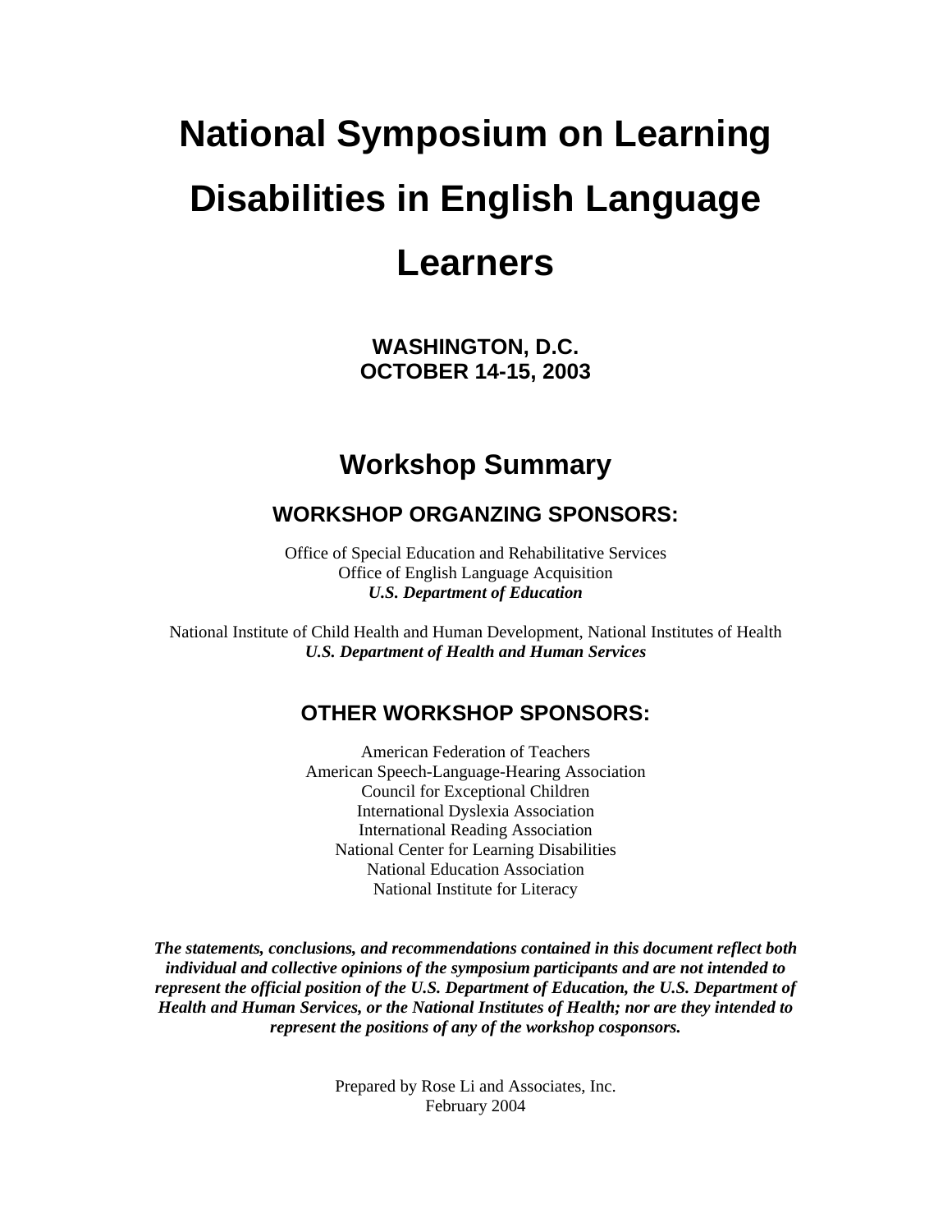# National Symposium on Learning Disabilities in English Language Learners

**WASHINGTON, D.C.**
**OCTOBER 14-15, 2003**

## Workshop Summary

### WORKSHOP ORGANZING SPONSORS:

Office of Special Education and Rehabilitative Services
Office of English Language Acquisition
***U.S. Department of Education***

National Institute of Child Health and Human Development, National Institutes of Health
***U.S. Department of Health and Human Services***

### OTHER WORKSHOP SPONSORS:

American Federation of Teachers
American Speech-Language-Hearing Association
Council for Exceptional Children
International Dyslexia Association
International Reading Association
National Center for Learning Disabilities
National Education Association
National Institute for Literacy

***The statements, conclusions, and recommendations contained in this document reflect both individual and collective opinions of the symposium participants and are not intended to represent the official position of the U.S. Department of Education, the U.S. Department of Health and Human Services, or the National Institutes of Health; nor are they intended to represent the positions of any of the workshop cosponsors.***

Prepared by Rose Li and Associates, Inc.
February 2004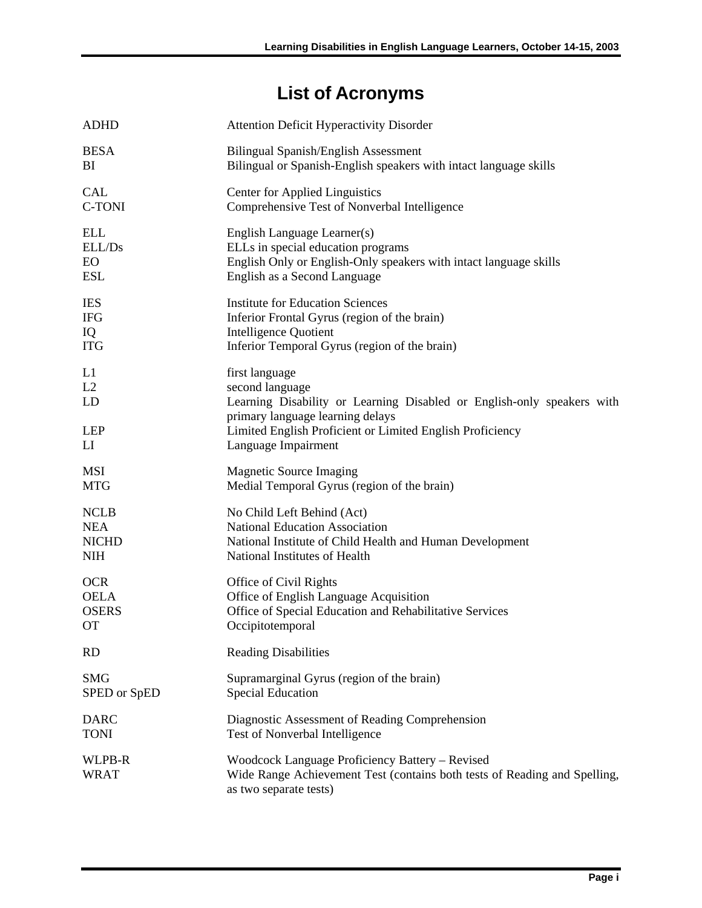# List of Acronyms

| | |
|---|---|
| ADHD | Attention Deficit Hyperactivity Disorder |
| BESA | Bilingual Spanish/English Assessment |
| BI | Bilingual or Spanish-English speakers with intact language skills |
| CAL | Center for Applied Linguistics |
| C-TONI | Comprehensive Test of Nonverbal Intelligence |
| ELL | English Language Learner(s) |
| ELL/Ds | ELLs in special education programs |
| EO | English Only or English-Only speakers with intact language skills |
| ESL | English as a Second Language |
| IES | Institute for Education Sciences |
| IFG | Inferior Frontal Gyrus (region of the brain) |
| IQ | Intelligence Quotient |
| ITG | Inferior Temporal Gyrus (region of the brain) |
| L1 | first language |
| L2 | second language |
| LD | Learning Disability or Learning Disabled or English-only speakers with primary language learning delays |
| LEP | Limited English Proficient or Limited English Proficiency |
| LI | Language Impairment |
| MSI | Magnetic Source Imaging |
| MTG | Medial Temporal Gyrus (region of the brain) |
| NCLB | No Child Left Behind (Act) |
| NEA | National Education Association |
| NICHD | National Institute of Child Health and Human Development |
| NIH | National Institutes of Health |
| OCR | Office of Civil Rights |
| OELA | Office of English Language Acquisition |
| OSERS | Office of Special Education and Rehabilitative Services |
| OT | Occipitotemporal |
| RD | Reading Disabilities |
| SMG | Supramarginal Gyrus (region of the brain) |
| SPED or SpED | Special Education |
| DARC | Diagnostic Assessment of Reading Comprehension |
| TONI | Test of Nonverbal Intelligence |
| WLPB-R | Woodcock Language Proficiency Battery – Revised |
| WRAT | Wide Range Achievement Test (contains both tests of Reading and Spelling, as two separate tests) |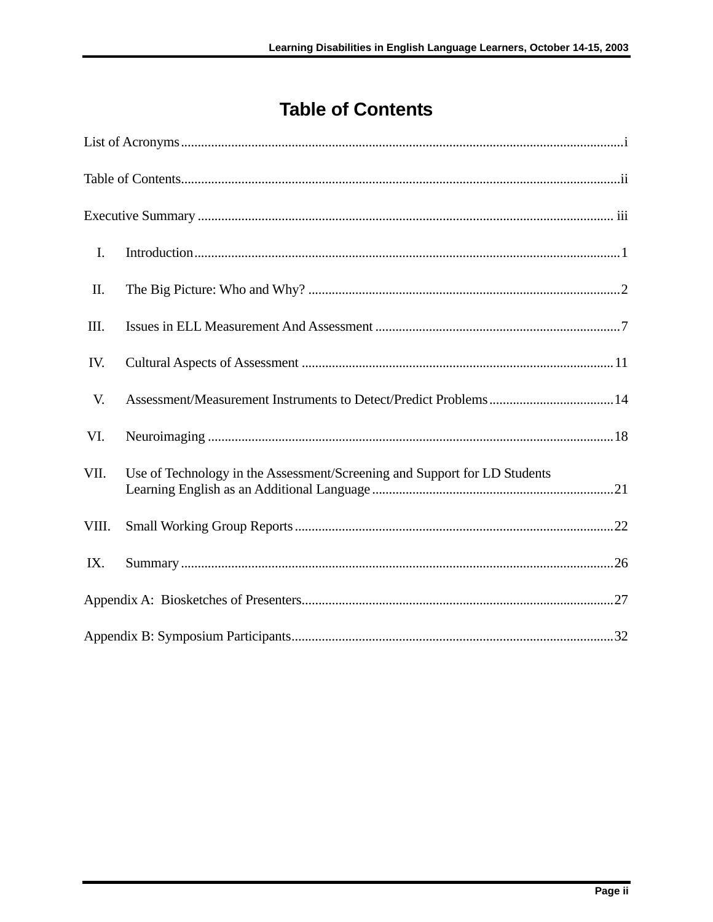# Table of Contents

List of Acronyms .................................................. i

Table of Contents .................................................. ii

Executive Summary .................................................. iii

I. Introduction .................................................. 1

II. The Big Picture: Who and Why? .................................................. 2

III. Issues in ELL Measurement And Assessment .................................................. 7

IV. Cultural Aspects of Assessment .................................................. 11

V. Assessment/Measurement Instruments to Detect/Predict Problems .................................................. 14

VI. Neuroimaging .................................................. 18

VII. Use of Technology in the Assessment/Screening and Support for LD Students Learning English as an Additional Language .................................................. 21

VIII. Small Working Group Reports .................................................. 22

IX. Summary .................................................. 26

Appendix A: Biosketches of Presenters .................................................. 27

Appendix B: Symposium Participants .................................................. 32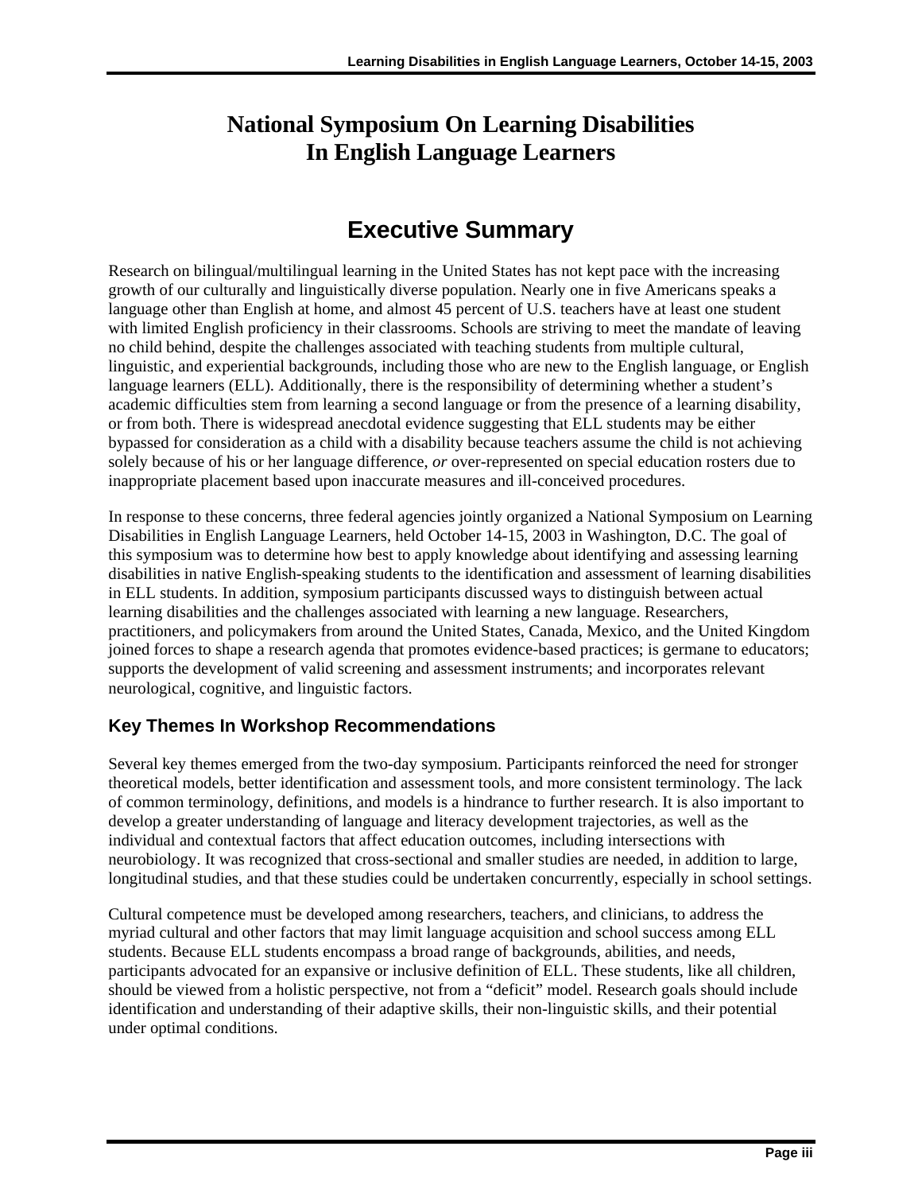# National Symposium On Learning Disabilities In English Language Learners

## Executive Summary

Research on bilingual/multilingual learning in the United States has not kept pace with the increasing growth of our culturally and linguistically diverse population. Nearly one in five Americans speaks a language other than English at home, and almost 45 percent of U.S. teachers have at least one student with limited English proficiency in their classrooms. Schools are striving to meet the mandate of leaving no child behind, despite the challenges associated with teaching students from multiple cultural, linguistic, and experiential backgrounds, including those who are new to the English language, or English language learners (ELL). Additionally, there is the responsibility of determining whether a student's academic difficulties stem from learning a second language or from the presence of a learning disability, or from both. There is widespread anecdotal evidence suggesting that ELL students may be either bypassed for consideration as a child with a disability because teachers assume the child is not achieving solely because of his or her language difference, *or* over-represented on special education rosters due to inappropriate placement based upon inaccurate measures and ill-conceived procedures.

In response to these concerns, three federal agencies jointly organized a National Symposium on Learning Disabilities in English Language Learners, held October 14-15, 2003 in Washington, D.C. The goal of this symposium was to determine how best to apply knowledge about identifying and assessing learning disabilities in native English-speaking students to the identification and assessment of learning disabilities in ELL students. In addition, symposium participants discussed ways to distinguish between actual learning disabilities and the challenges associated with learning a new language. Researchers, practitioners, and policymakers from around the United States, Canada, Mexico, and the United Kingdom joined forces to shape a research agenda that promotes evidence-based practices; is germane to educators; supports the development of valid screening and assessment instruments; and incorporates relevant neurological, cognitive, and linguistic factors.

### Key Themes In Workshop Recommendations

Several key themes emerged from the two-day symposium. Participants reinforced the need for stronger theoretical models, better identification and assessment tools, and more consistent terminology. The lack of common terminology, definitions, and models is a hindrance to further research. It is also important to develop a greater understanding of language and literacy development trajectories, as well as the individual and contextual factors that affect education outcomes, including intersections with neurobiology. It was recognized that cross-sectional and smaller studies are needed, in addition to large, longitudinal studies, and that these studies could be undertaken concurrently, especially in school settings.

Cultural competence must be developed among researchers, teachers, and clinicians, to address the myriad cultural and other factors that may limit language acquisition and school success among ELL students. Because ELL students encompass a broad range of backgrounds, abilities, and needs, participants advocated for an expansive or inclusive definition of ELL. These students, like all children, should be viewed from a holistic perspective, not from a "deficit" model. Research goals should include identification and understanding of their adaptive skills, their non-linguistic skills, and their potential under optimal conditions.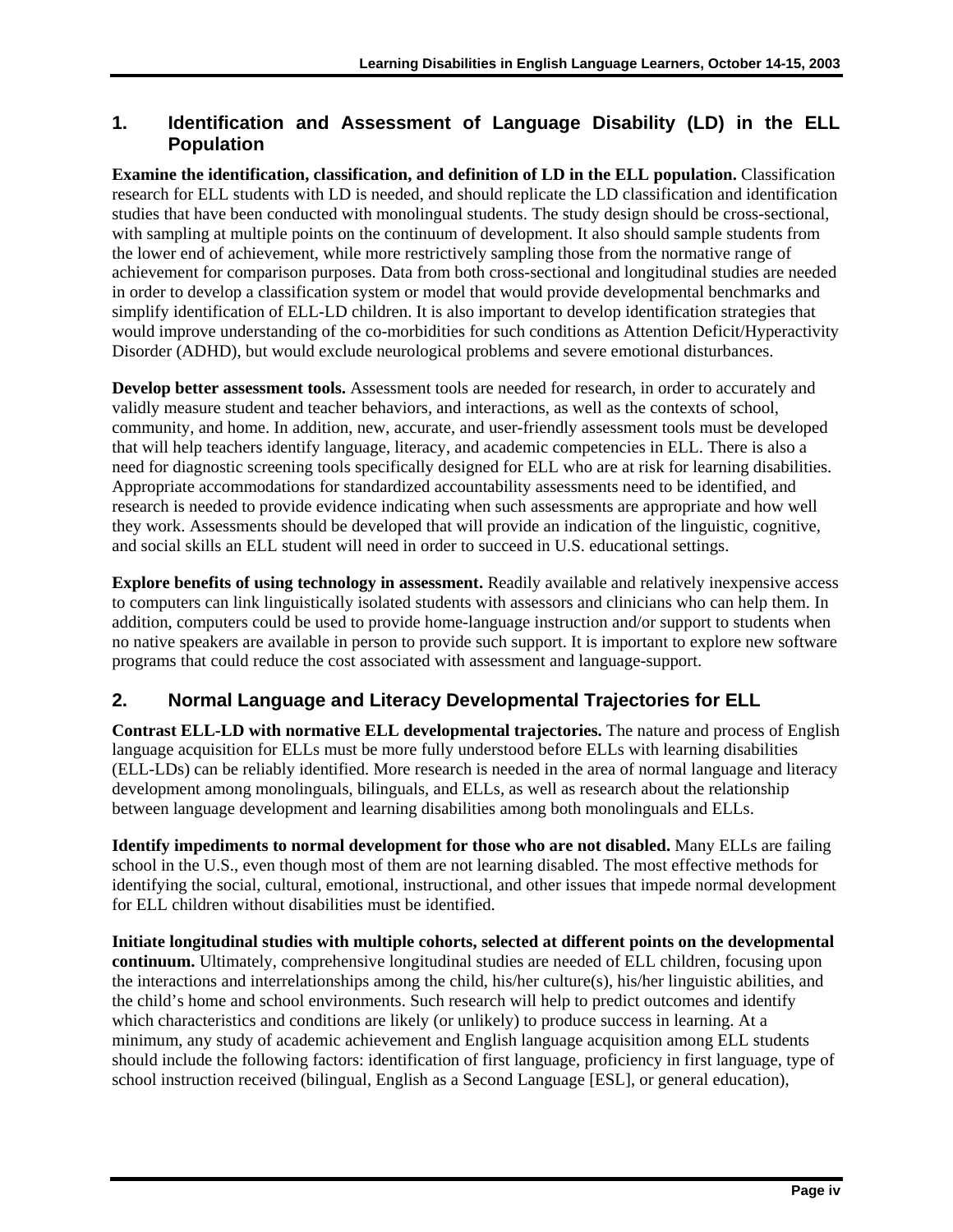## 1. Identification and Assessment of Language Disability (LD) in the ELL Population

**Examine the identification, classification, and definition of LD in the ELL population.** Classification research for ELL students with LD is needed, and should replicate the LD classification and identification studies that have been conducted with monolingual students. The study design should be cross-sectional, with sampling at multiple points on the continuum of development. It also should sample students from the lower end of achievement, while more restrictively sampling those from the normative range of achievement for comparison purposes. Data from both cross-sectional and longitudinal studies are needed in order to develop a classification system or model that would provide developmental benchmarks and simplify identification of ELL-LD children. It is also important to develop identification strategies that would improve understanding of the co-morbidities for such conditions as Attention Deficit/Hyperactivity Disorder (ADHD), but would exclude neurological problems and severe emotional disturbances.

**Develop better assessment tools.** Assessment tools are needed for research, in order to accurately and validly measure student and teacher behaviors, and interactions, as well as the contexts of school, community, and home. In addition, new, accurate, and user-friendly assessment tools must be developed that will help teachers identify language, literacy, and academic competencies in ELL. There is also a need for diagnostic screening tools specifically designed for ELL who are at risk for learning disabilities. Appropriate accommodations for standardized accountability assessments need to be identified, and research is needed to provide evidence indicating when such assessments are appropriate and how well they work. Assessments should be developed that will provide an indication of the linguistic, cognitive, and social skills an ELL student will need in order to succeed in U.S. educational settings.

**Explore benefits of using technology in assessment.** Readily available and relatively inexpensive access to computers can link linguistically isolated students with assessors and clinicians who can help them. In addition, computers could be used to provide home-language instruction and/or support to students when no native speakers are available in person to provide such support. It is important to explore new software programs that could reduce the cost associated with assessment and language-support.

## 2. Normal Language and Literacy Developmental Trajectories for ELL

**Contrast ELL-LD with normative ELL developmental trajectories.** The nature and process of English language acquisition for ELLs must be more fully understood before ELLs with learning disabilities (ELL-LDs) can be reliably identified. More research is needed in the area of normal language and literacy development among monolinguals, bilinguals, and ELLs, as well as research about the relationship between language development and learning disabilities among both monolinguals and ELLs.

**Identify impediments to normal development for those who are not disabled.** Many ELLs are failing school in the U.S., even though most of them are not learning disabled. The most effective methods for identifying the social, cultural, emotional, instructional, and other issues that impede normal development for ELL children without disabilities must be identified.

**Initiate longitudinal studies with multiple cohorts, selected at different points on the developmental continuum.** Ultimately, comprehensive longitudinal studies are needed of ELL children, focusing upon the interactions and interrelationships among the child, his/her culture(s), his/her linguistic abilities, and the child's home and school environments. Such research will help to predict outcomes and identify which characteristics and conditions are likely (or unlikely) to produce success in learning. At a minimum, any study of academic achievement and English language acquisition among ELL students should include the following factors: identification of first language, proficiency in first language, type of school instruction received (bilingual, English as a Second Language [ESL], or general education),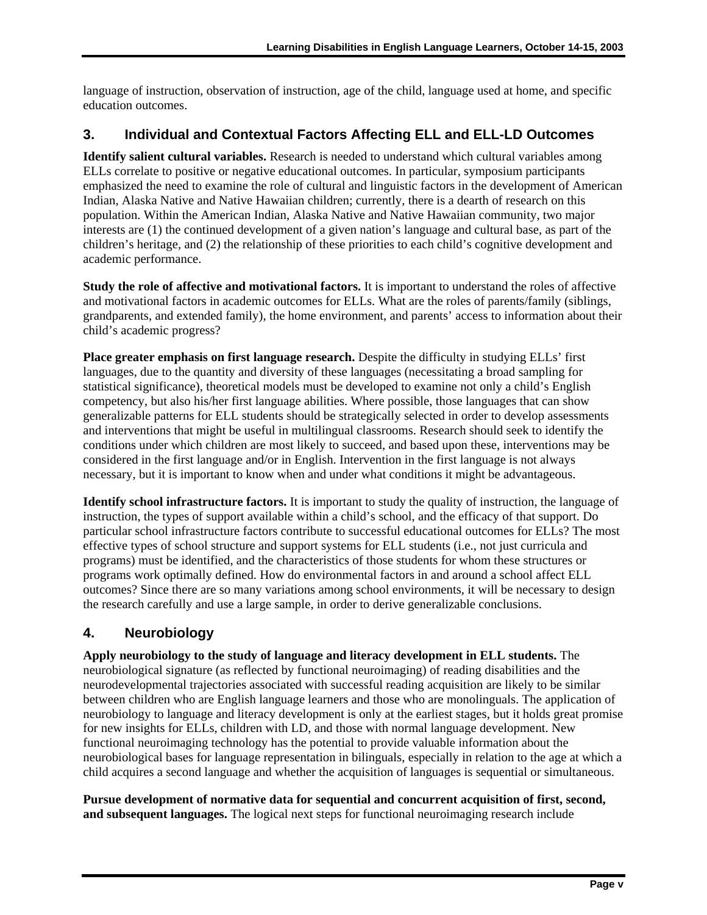language of instruction, observation of instruction, age of the child, language used at home, and specific education outcomes.

## 3. Individual and Contextual Factors Affecting ELL and ELL-LD Outcomes

**Identify salient cultural variables.** Research is needed to understand which cultural variables among ELLs correlate to positive or negative educational outcomes. In particular, symposium participants emphasized the need to examine the role of cultural and linguistic factors in the development of American Indian, Alaska Native and Native Hawaiian children; currently, there is a dearth of research on this population. Within the American Indian, Alaska Native and Native Hawaiian community, two major interests are (1) the continued development of a given nation's language and cultural base, as part of the children's heritage, and (2) the relationship of these priorities to each child's cognitive development and academic performance.

**Study the role of affective and motivational factors.** It is important to understand the roles of affective and motivational factors in academic outcomes for ELLs. What are the roles of parents/family (siblings, grandparents, and extended family), the home environment, and parents' access to information about their child's academic progress?

**Place greater emphasis on first language research.** Despite the difficulty in studying ELLs' first languages, due to the quantity and diversity of these languages (necessitating a broad sampling for statistical significance), theoretical models must be developed to examine not only a child's English competency, but also his/her first language abilities. Where possible, those languages that can show generalizable patterns for ELL students should be strategically selected in order to develop assessments and interventions that might be useful in multilingual classrooms. Research should seek to identify the conditions under which children are most likely to succeed, and based upon these, interventions may be considered in the first language and/or in English. Intervention in the first language is not always necessary, but it is important to know when and under what conditions it might be advantageous.

**Identify school infrastructure factors.** It is important to study the quality of instruction, the language of instruction, the types of support available within a child's school, and the efficacy of that support. Do particular school infrastructure factors contribute to successful educational outcomes for ELLs? The most effective types of school structure and support systems for ELL students (i.e., not just curricula and programs) must be identified, and the characteristics of those students for whom these structures or programs work optimally defined. How do environmental factors in and around a school affect ELL outcomes? Since there are so many variations among school environments, it will be necessary to design the research carefully and use a large sample, in order to derive generalizable conclusions.

## 4. Neurobiology

**Apply neurobiology to the study of language and literacy development in ELL students.** The neurobiological signature (as reflected by functional neuroimaging) of reading disabilities and the neurodevelopmental trajectories associated with successful reading acquisition are likely to be similar between children who are English language learners and those who are monolinguals. The application of neurobiology to language and literacy development is only at the earliest stages, but it holds great promise for new insights for ELLs, children with LD, and those with normal language development. New functional neuroimaging technology has the potential to provide valuable information about the neurobiological bases for language representation in bilinguals, especially in relation to the age at which a child acquires a second language and whether the acquisition of languages is sequential or simultaneous.

**Pursue development of normative data for sequential and concurrent acquisition of first, second, and subsequent languages.** The logical next steps for functional neuroimaging research include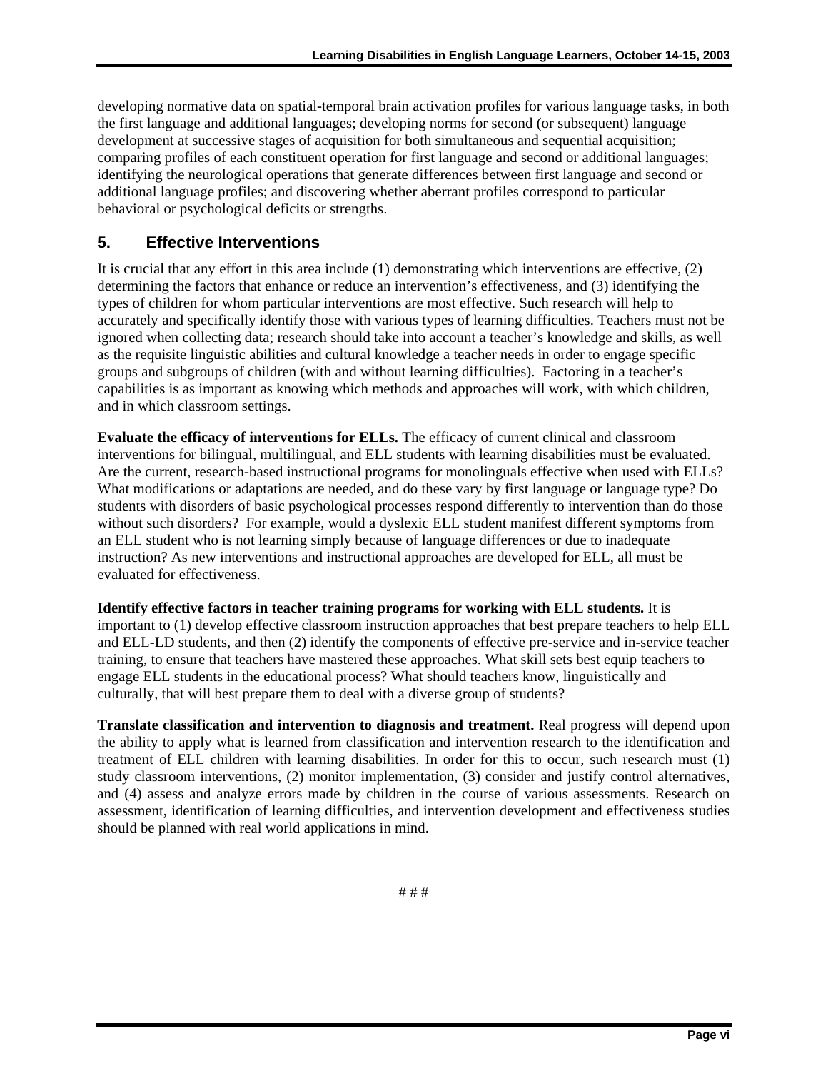developing normative data on spatial-temporal brain activation profiles for various language tasks, in both the first language and additional languages; developing norms for second (or subsequent) language development at successive stages of acquisition for both simultaneous and sequential acquisition; comparing profiles of each constituent operation for first language and second or additional languages; identifying the neurological operations that generate differences between first language and second or additional language profiles; and discovering whether aberrant profiles correspond to particular behavioral or psychological deficits or strengths.

## 5. Effective Interventions

It is crucial that any effort in this area include (1) demonstrating which interventions are effective, (2) determining the factors that enhance or reduce an intervention's effectiveness, and (3) identifying the types of children for whom particular interventions are most effective. Such research will help to accurately and specifically identify those with various types of learning difficulties. Teachers must not be ignored when collecting data; research should take into account a teacher's knowledge and skills, as well as the requisite linguistic abilities and cultural knowledge a teacher needs in order to engage specific groups and subgroups of children (with and without learning difficulties). Factoring in a teacher's capabilities is as important as knowing which methods and approaches will work, with which children, and in which classroom settings.

**Evaluate the efficacy of interventions for ELLs.** The efficacy of current clinical and classroom interventions for bilingual, multilingual, and ELL students with learning disabilities must be evaluated. Are the current, research-based instructional programs for monolinguals effective when used with ELLs? What modifications or adaptations are needed, and do these vary by first language or language type? Do students with disorders of basic psychological processes respond differently to intervention than do those without such disorders? For example, would a dyslexic ELL student manifest different symptoms from an ELL student who is not learning simply because of language differences or due to inadequate instruction? As new interventions and instructional approaches are developed for ELL, all must be evaluated for effectiveness.

**Identify effective factors in teacher training programs for working with ELL students.** It is important to (1) develop effective classroom instruction approaches that best prepare teachers to help ELL and ELL-LD students, and then (2) identify the components of effective pre-service and in-service teacher training, to ensure that teachers have mastered these approaches. What skill sets best equip teachers to engage ELL students in the educational process? What should teachers know, linguistically and culturally, that will best prepare them to deal with a diverse group of students?

**Translate classification and intervention to diagnosis and treatment.** Real progress will depend upon the ability to apply what is learned from classification and intervention research to the identification and treatment of ELL children with learning disabilities. In order for this to occur, such research must (1) study classroom interventions, (2) monitor implementation, (3) consider and justify control alternatives, and (4) assess and analyze errors made by children in the course of various assessments. Research on assessment, identification of learning difficulties, and intervention development and effectiveness studies should be planned with real world applications in mind.

# # #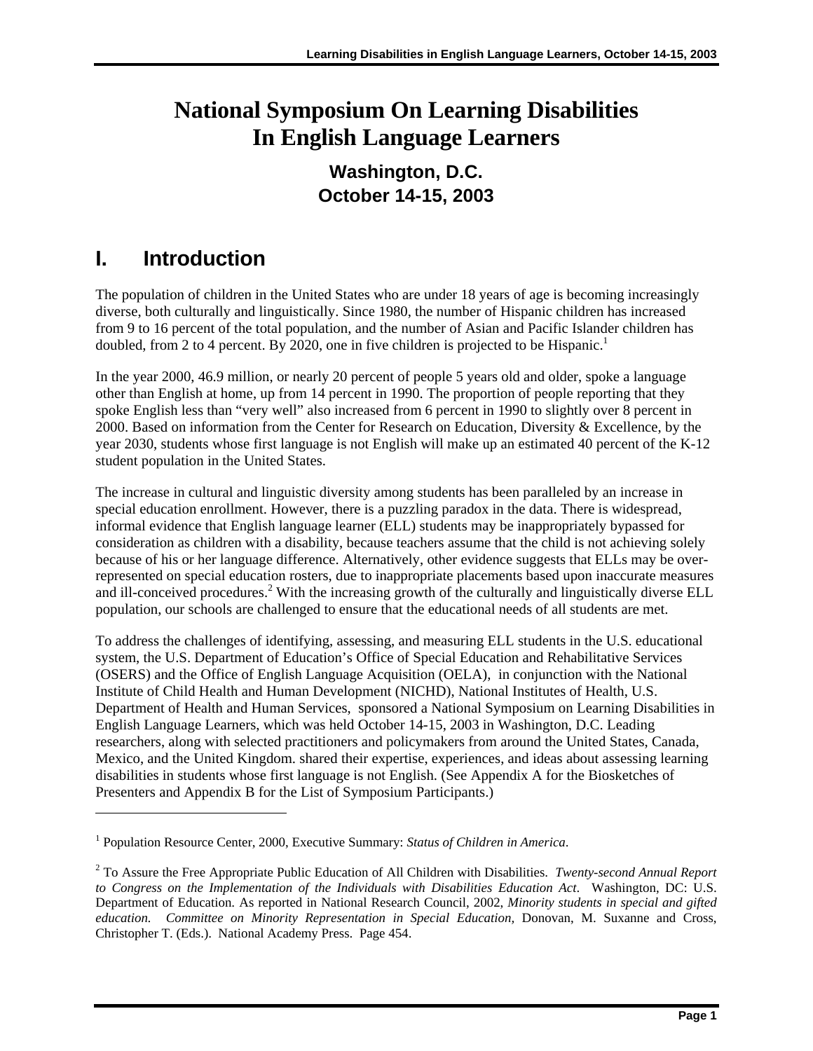# National Symposium On Learning Disabilities In English Language Learners

## Washington, D.C.
## October 14-15, 2003

## I. Introduction

The population of children in the United States who are under 18 years of age is becoming increasingly diverse, both culturally and linguistically. Since 1980, the number of Hispanic children has increased from 9 to 16 percent of the total population, and the number of Asian and Pacific Islander children has doubled, from 2 to 4 percent. By 2020, one in five children is projected to be Hispanic.[1]

In the year 2000, 46.9 million, or nearly 20 percent of people 5 years old and older, spoke a language other than English at home, up from 14 percent in 1990. The proportion of people reporting that they spoke English less than "very well" also increased from 6 percent in 1990 to slightly over 8 percent in 2000. Based on information from the Center for Research on Education, Diversity & Excellence, by the year 2030, students whose first language is not English will make up an estimated 40 percent of the K-12 student population in the United States.

The increase in cultural and linguistic diversity among students has been paralleled by an increase in special education enrollment. However, there is a puzzling paradox in the data. There is widespread, informal evidence that English language learner (ELL) students may be inappropriately bypassed for consideration as children with a disability, because teachers assume that the child is not achieving solely because of his or her language difference. Alternatively, other evidence suggests that ELLs may be over-represented on special education rosters, due to inappropriate placements based upon inaccurate measures and ill-conceived procedures.[2] With the increasing growth of the culturally and linguistically diverse ELL population, our schools are challenged to ensure that the educational needs of all students are met.

To address the challenges of identifying, assessing, and measuring ELL students in the U.S. educational system, the U.S. Department of Education's Office of Special Education and Rehabilitative Services (OSERS) and the Office of English Language Acquisition (OELA), in conjunction with the National Institute of Child Health and Human Development (NICHD), National Institutes of Health, U.S. Department of Health and Human Services, sponsored a National Symposium on Learning Disabilities in English Language Learners, which was held October 14-15, 2003 in Washington, D.C. Leading researchers, along with selected practitioners and policymakers from around the United States, Canada, Mexico, and the United Kingdom. shared their expertise, experiences, and ideas about assessing learning disabilities in students whose first language is not English. (See Appendix A for the Biosketches of Presenters and Appendix B for the List of Symposium Participants.)

---

[1] Population Resource Center, 2000, Executive Summary: *Status of Children in America*.

[2] To Assure the Free Appropriate Public Education of All Children with Disabilities. *Twenty-second Annual Report to Congress on the Implementation of the Individuals with Disabilities Education Act*. Washington, DC: U.S. Department of Education. As reported in National Research Council, 2002, *Minority students in special and gifted education. Committee on Minority Representation in Special Education*, Donovan, M. Suxanne and Cross, Christopher T. (Eds.). National Academy Press. Page 454.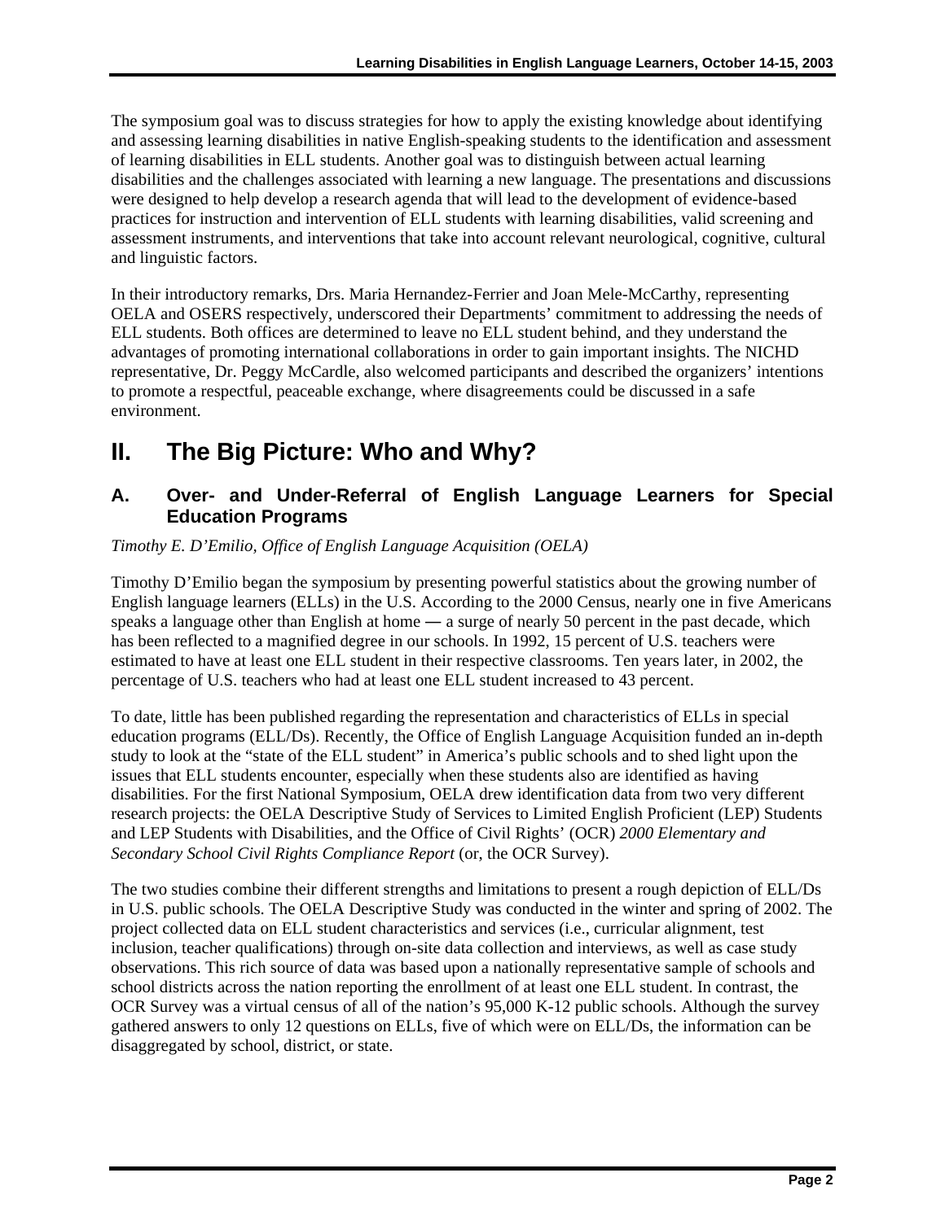The symposium goal was to discuss strategies for how to apply the existing knowledge about identifying and assessing learning disabilities in native English-speaking students to the identification and assessment of learning disabilities in ELL students. Another goal was to distinguish between actual learning disabilities and the challenges associated with learning a new language. The presentations and discussions were designed to help develop a research agenda that will lead to the development of evidence-based practices for instruction and intervention of ELL students with learning disabilities, valid screening and assessment instruments, and interventions that take into account relevant neurological, cognitive, cultural and linguistic factors.

In their introductory remarks, Drs. Maria Hernandez-Ferrier and Joan Mele-McCarthy, representing OELA and OSERS respectively, underscored their Departments' commitment to addressing the needs of ELL students. Both offices are determined to leave no ELL student behind, and they understand the advantages of promoting international collaborations in order to gain important insights. The NICHD representative, Dr. Peggy McCardle, also welcomed participants and described the organizers' intentions to promote a respectful, peaceable exchange, where disagreements could be discussed in a safe environment.

# II. The Big Picture: Who and Why?

## A. Over- and Under-Referral of English Language Learners for Special Education Programs

*Timothy E. D'Emilio, Office of English Language Acquisition (OELA)*

Timothy D'Emilio began the symposium by presenting powerful statistics about the growing number of English language learners (ELLs) in the U.S. According to the 2000 Census, nearly one in five Americans speaks a language other than English at home — a surge of nearly 50 percent in the past decade, which has been reflected to a magnified degree in our schools. In 1992, 15 percent of U.S. teachers were estimated to have at least one ELL student in their respective classrooms. Ten years later, in 2002, the percentage of U.S. teachers who had at least one ELL student increased to 43 percent.

To date, little has been published regarding the representation and characteristics of ELLs in special education programs (ELL/Ds). Recently, the Office of English Language Acquisition funded an in-depth study to look at the "state of the ELL student" in America's public schools and to shed light upon the issues that ELL students encounter, especially when these students also are identified as having disabilities. For the first National Symposium, OELA drew identification data from two very different research projects: the OELA Descriptive Study of Services to Limited English Proficient (LEP) Students and LEP Students with Disabilities, and the Office of Civil Rights' (OCR) *2000 Elementary and Secondary School Civil Rights Compliance Report* (or, the OCR Survey).

The two studies combine their different strengths and limitations to present a rough depiction of ELL/Ds in U.S. public schools. The OELA Descriptive Study was conducted in the winter and spring of 2002. The project collected data on ELL student characteristics and services (i.e., curricular alignment, test inclusion, teacher qualifications) through on-site data collection and interviews, as well as case study observations. This rich source of data was based upon a nationally representative sample of schools and school districts across the nation reporting the enrollment of at least one ELL student. In contrast, the OCR Survey was a virtual census of all of the nation's 95,000 K-12 public schools. Although the survey gathered answers to only 12 questions on ELLs, five of which were on ELL/Ds, the information can be disaggregated by school, district, or state.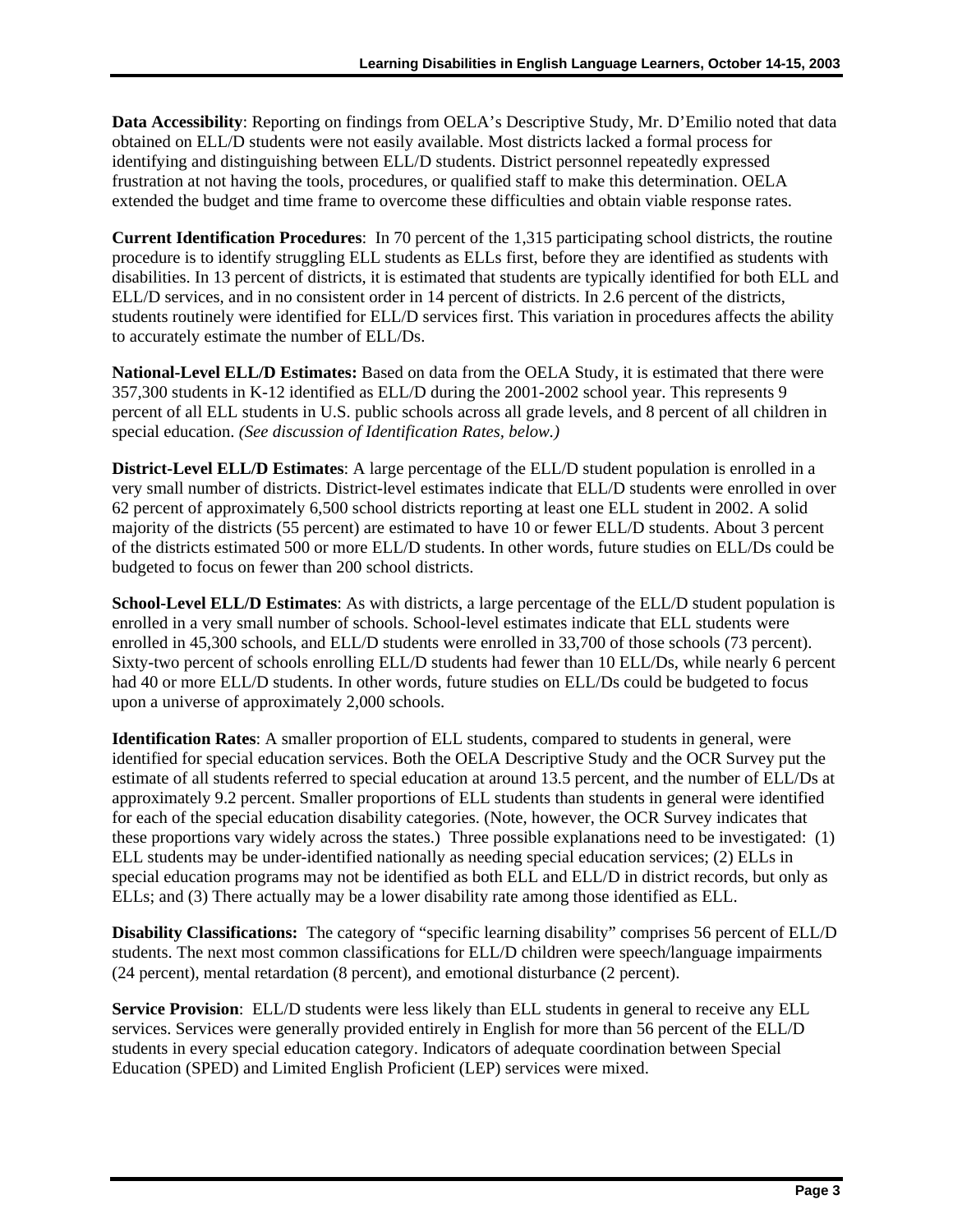**Data Accessibility**: Reporting on findings from OELA's Descriptive Study, Mr. D'Emilio noted that data obtained on ELL/D students were not easily available. Most districts lacked a formal process for identifying and distinguishing between ELL/D students. District personnel repeatedly expressed frustration at not having the tools, procedures, or qualified staff to make this determination. OELA extended the budget and time frame to overcome these difficulties and obtain viable response rates.

**Current Identification Procedures**: In 70 percent of the 1,315 participating school districts, the routine procedure is to identify struggling ELL students as ELLs first, before they are identified as students with disabilities. In 13 percent of districts, it is estimated that students are typically identified for both ELL and ELL/D services, and in no consistent order in 14 percent of districts. In 2.6 percent of the districts, students routinely were identified for ELL/D services first. This variation in procedures affects the ability to accurately estimate the number of ELL/Ds.

**National-Level ELL/D Estimates:** Based on data from the OELA Study, it is estimated that there were 357,300 students in K-12 identified as ELL/D during the 2001-2002 school year. This represents 9 percent of all ELL students in U.S. public schools across all grade levels, and 8 percent of all children in special education. *(See discussion of Identification Rates, below.)*

**District-Level ELL/D Estimates**: A large percentage of the ELL/D student population is enrolled in a very small number of districts. District-level estimates indicate that ELL/D students were enrolled in over 62 percent of approximately 6,500 school districts reporting at least one ELL student in 2002. A solid majority of the districts (55 percent) are estimated to have 10 or fewer ELL/D students. About 3 percent of the districts estimated 500 or more ELL/D students. In other words, future studies on ELL/Ds could be budgeted to focus on fewer than 200 school districts.

**School-Level ELL/D Estimates**: As with districts, a large percentage of the ELL/D student population is enrolled in a very small number of schools. School-level estimates indicate that ELL students were enrolled in 45,300 schools, and ELL/D students were enrolled in 33,700 of those schools (73 percent). Sixty-two percent of schools enrolling ELL/D students had fewer than 10 ELL/Ds, while nearly 6 percent had 40 or more ELL/D students. In other words, future studies on ELL/Ds could be budgeted to focus upon a universe of approximately 2,000 schools.

**Identification Rates**: A smaller proportion of ELL students, compared to students in general, were identified for special education services. Both the OELA Descriptive Study and the OCR Survey put the estimate of all students referred to special education at around 13.5 percent, and the number of ELL/Ds at approximately 9.2 percent. Smaller proportions of ELL students than students in general were identified for each of the special education disability categories. (Note, however, the OCR Survey indicates that these proportions vary widely across the states.) Three possible explanations need to be investigated: (1) ELL students may be under-identified nationally as needing special education services; (2) ELLs in special education programs may not be identified as both ELL and ELL/D in district records, but only as ELLs; and (3) There actually may be a lower disability rate among those identified as ELL.

**Disability Classifications:** The category of "specific learning disability" comprises 56 percent of ELL/D students. The next most common classifications for ELL/D children were speech/language impairments (24 percent), mental retardation (8 percent), and emotional disturbance (2 percent).

**Service Provision**: ELL/D students were less likely than ELL students in general to receive any ELL services. Services were generally provided entirely in English for more than 56 percent of the ELL/D students in every special education category. Indicators of adequate coordination between Special Education (SPED) and Limited English Proficient (LEP) services were mixed.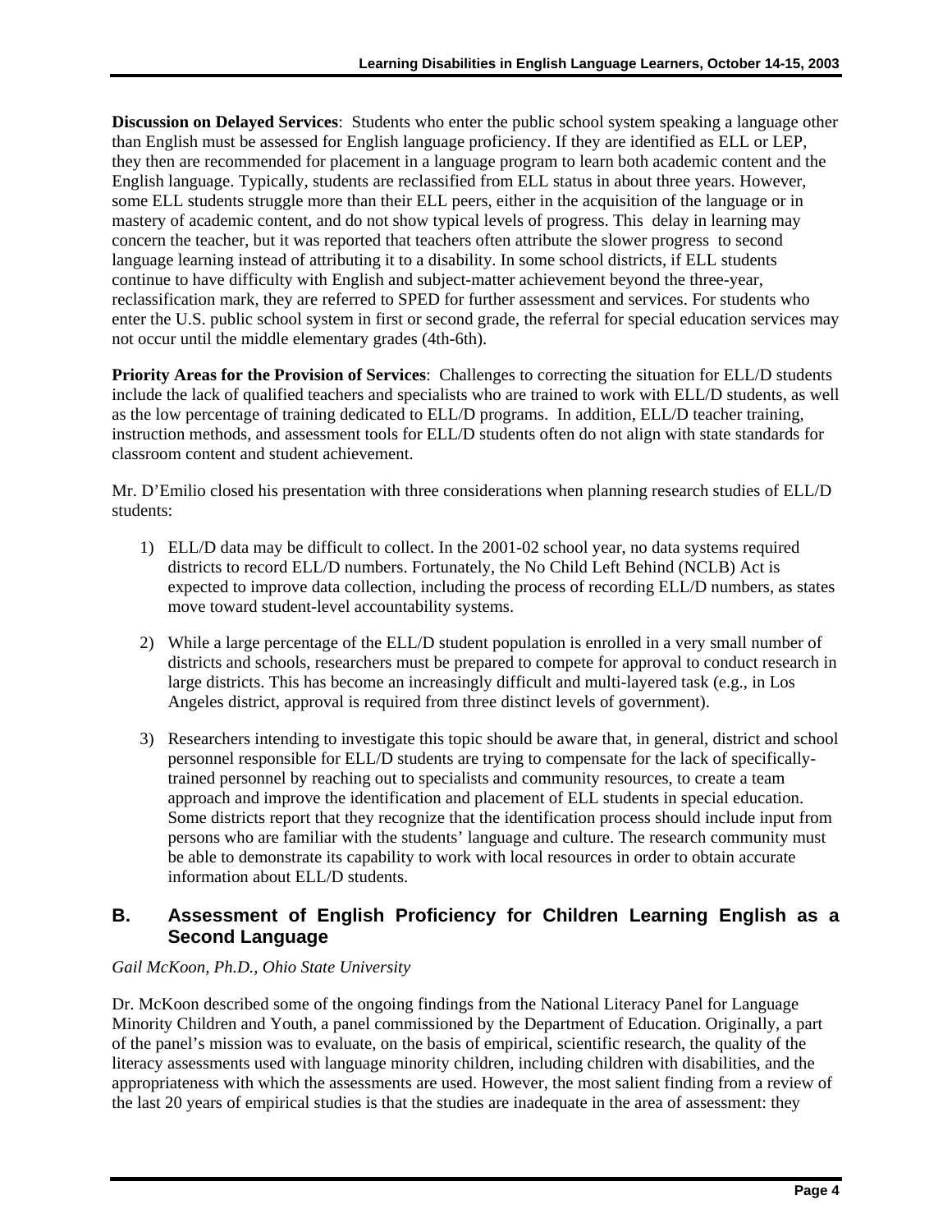**Discussion on Delayed Services**: Students who enter the public school system speaking a language other than English must be assessed for English language proficiency. If they are identified as ELL or LEP, they then are recommended for placement in a language program to learn both academic content and the English language. Typically, students are reclassified from ELL status in about three years. However, some ELL students struggle more than their ELL peers, either in the acquisition of the language or in mastery of academic content, and do not show typical levels of progress. This delay in learning may concern the teacher, but it was reported that teachers often attribute the slower progress to second language learning instead of attributing it to a disability. In some school districts, if ELL students continue to have difficulty with English and subject-matter achievement beyond the three-year, reclassification mark, they are referred to SPED for further assessment and services. For students who enter the U.S. public school system in first or second grade, the referral for special education services may not occur until the middle elementary grades (4th-6th).

**Priority Areas for the Provision of Services**: Challenges to correcting the situation for ELL/D students include the lack of qualified teachers and specialists who are trained to work with ELL/D students, as well as the low percentage of training dedicated to ELL/D programs. In addition, ELL/D teacher training, instruction methods, and assessment tools for ELL/D students often do not align with state standards for classroom content and student achievement.

Mr. D'Emilio closed his presentation with three considerations when planning research studies of ELL/D students:

1) ELL/D data may be difficult to collect. In the 2001-02 school year, no data systems required districts to record ELL/D numbers. Fortunately, the No Child Left Behind (NCLB) Act is expected to improve data collection, including the process of recording ELL/D numbers, as states move toward student-level accountability systems.

2) While a large percentage of the ELL/D student population is enrolled in a very small number of districts and schools, researchers must be prepared to compete for approval to conduct research in large districts. This has become an increasingly difficult and multi-layered task (e.g., in Los Angeles district, approval is required from three distinct levels of government).

3) Researchers intending to investigate this topic should be aware that, in general, district and school personnel responsible for ELL/D students are trying to compensate for the lack of specifically-trained personnel by reaching out to specialists and community resources, to create a team approach and improve the identification and placement of ELL students in special education. Some districts report that they recognize that the identification process should include input from persons who are familiar with the students' language and culture. The research community must be able to demonstrate its capability to work with local resources in order to obtain accurate information about ELL/D students.

## B. Assessment of English Proficiency for Children Learning English as a Second Language

*Gail McKoon, Ph.D., Ohio State University*

Dr. McKoon described some of the ongoing findings from the National Literacy Panel for Language Minority Children and Youth, a panel commissioned by the Department of Education. Originally, a part of the panel's mission was to evaluate, on the basis of empirical, scientific research, the quality of the literacy assessments used with language minority children, including children with disabilities, and the appropriateness with which the assessments are used. However, the most salient finding from a review of the last 20 years of empirical studies is that the studies are inadequate in the area of assessment: they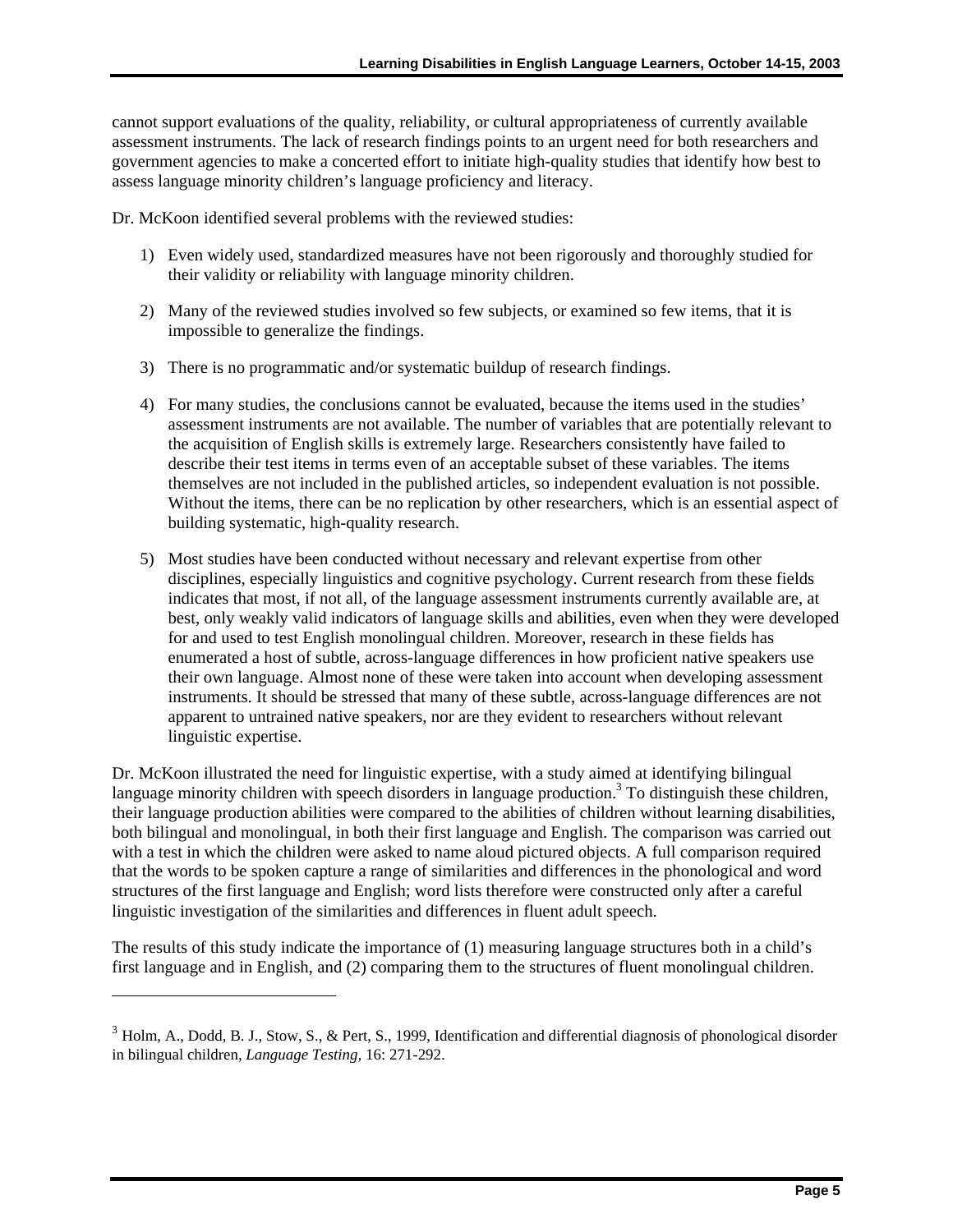cannot support evaluations of the quality, reliability, or cultural appropriateness of currently available assessment instruments. The lack of research findings points to an urgent need for both researchers and government agencies to make a concerted effort to initiate high-quality studies that identify how best to assess language minority children's language proficiency and literacy.

Dr. McKoon identified several problems with the reviewed studies:

1) Even widely used, standardized measures have not been rigorously and thoroughly studied for their validity or reliability with language minority children.

2) Many of the reviewed studies involved so few subjects, or examined so few items, that it is impossible to generalize the findings.

3) There is no programmatic and/or systematic buildup of research findings.

4) For many studies, the conclusions cannot be evaluated, because the items used in the studies' assessment instruments are not available. The number of variables that are potentially relevant to the acquisition of English skills is extremely large. Researchers consistently have failed to describe their test items in terms even of an acceptable subset of these variables. The items themselves are not included in the published articles, so independent evaluation is not possible. Without the items, there can be no replication by other researchers, which is an essential aspect of building systematic, high-quality research.

5) Most studies have been conducted without necessary and relevant expertise from other disciplines, especially linguistics and cognitive psychology. Current research from these fields indicates that most, if not all, of the language assessment instruments currently available are, at best, only weakly valid indicators of language skills and abilities, even when they were developed for and used to test English monolingual children. Moreover, research in these fields has enumerated a host of subtle, across-language differences in how proficient native speakers use their own language. Almost none of these were taken into account when developing assessment instruments. It should be stressed that many of these subtle, across-language differences are not apparent to untrained native speakers, nor are they evident to researchers without relevant linguistic expertise.

Dr. McKoon illustrated the need for linguistic expertise, with a study aimed at identifying bilingual language minority children with speech disorders in language production.[3] To distinguish these children, their language production abilities were compared to the abilities of children without learning disabilities, both bilingual and monolingual, in both their first language and English. The comparison was carried out with a test in which the children were asked to name aloud pictured objects. A full comparison required that the words to be spoken capture a range of similarities and differences in the phonological and word structures of the first language and English; word lists therefore were constructed only after a careful linguistic investigation of the similarities and differences in fluent adult speech.

The results of this study indicate the importance of (1) measuring language structures both in a child's first language and in English, and (2) comparing them to the structures of fluent monolingual children.

---

[3] Holm, A., Dodd, B. J., Stow, S., & Pert, S., 1999, Identification and differential diagnosis of phonological disorder in bilingual children, *Language Testing,* 16: 271-292.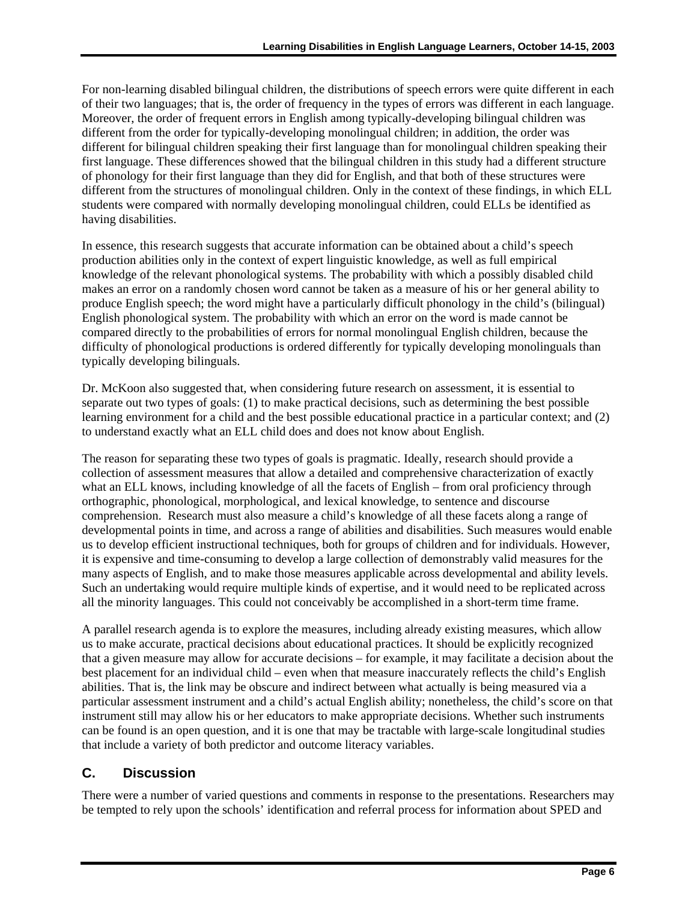For non-learning disabled bilingual children, the distributions of speech errors were quite different in each of their two languages; that is, the order of frequency in the types of errors was different in each language. Moreover, the order of frequent errors in English among typically-developing bilingual children was different from the order for typically-developing monolingual children; in addition, the order was different for bilingual children speaking their first language than for monolingual children speaking their first language. These differences showed that the bilingual children in this study had a different structure of phonology for their first language than they did for English, and that both of these structures were different from the structures of monolingual children. Only in the context of these findings, in which ELL students were compared with normally developing monolingual children, could ELLs be identified as having disabilities.

In essence, this research suggests that accurate information can be obtained about a child's speech production abilities only in the context of expert linguistic knowledge, as well as full empirical knowledge of the relevant phonological systems. The probability with which a possibly disabled child makes an error on a randomly chosen word cannot be taken as a measure of his or her general ability to produce English speech; the word might have a particularly difficult phonology in the child's (bilingual) English phonological system. The probability with which an error on the word is made cannot be compared directly to the probabilities of errors for normal monolingual English children, because the difficulty of phonological productions is ordered differently for typically developing monolinguals than typically developing bilinguals.

Dr. McKoon also suggested that, when considering future research on assessment, it is essential to separate out two types of goals: (1) to make practical decisions, such as determining the best possible learning environment for a child and the best possible educational practice in a particular context; and (2) to understand exactly what an ELL child does and does not know about English.

The reason for separating these two types of goals is pragmatic. Ideally, research should provide a collection of assessment measures that allow a detailed and comprehensive characterization of exactly what an ELL knows, including knowledge of all the facets of English – from oral proficiency through orthographic, phonological, morphological, and lexical knowledge, to sentence and discourse comprehension. Research must also measure a child's knowledge of all these facets along a range of developmental points in time, and across a range of abilities and disabilities. Such measures would enable us to develop efficient instructional techniques, both for groups of children and for individuals. However, it is expensive and time-consuming to develop a large collection of demonstrably valid measures for the many aspects of English, and to make those measures applicable across developmental and ability levels. Such an undertaking would require multiple kinds of expertise, and it would need to be replicated across all the minority languages. This could not conceivably be accomplished in a short-term time frame.

A parallel research agenda is to explore the measures, including already existing measures, which allow us to make accurate, practical decisions about educational practices. It should be explicitly recognized that a given measure may allow for accurate decisions – for example, it may facilitate a decision about the best placement for an individual child – even when that measure inaccurately reflects the child's English abilities. That is, the link may be obscure and indirect between what actually is being measured via a particular assessment instrument and a child's actual English ability; nonetheless, the child's score on that instrument still may allow his or her educators to make appropriate decisions. Whether such instruments can be found is an open question, and it is one that may be tractable with large-scale longitudinal studies that include a variety of both predictor and outcome literacy variables.

## C. Discussion

There were a number of varied questions and comments in response to the presentations. Researchers may be tempted to rely upon the schools' identification and referral process for information about SPED and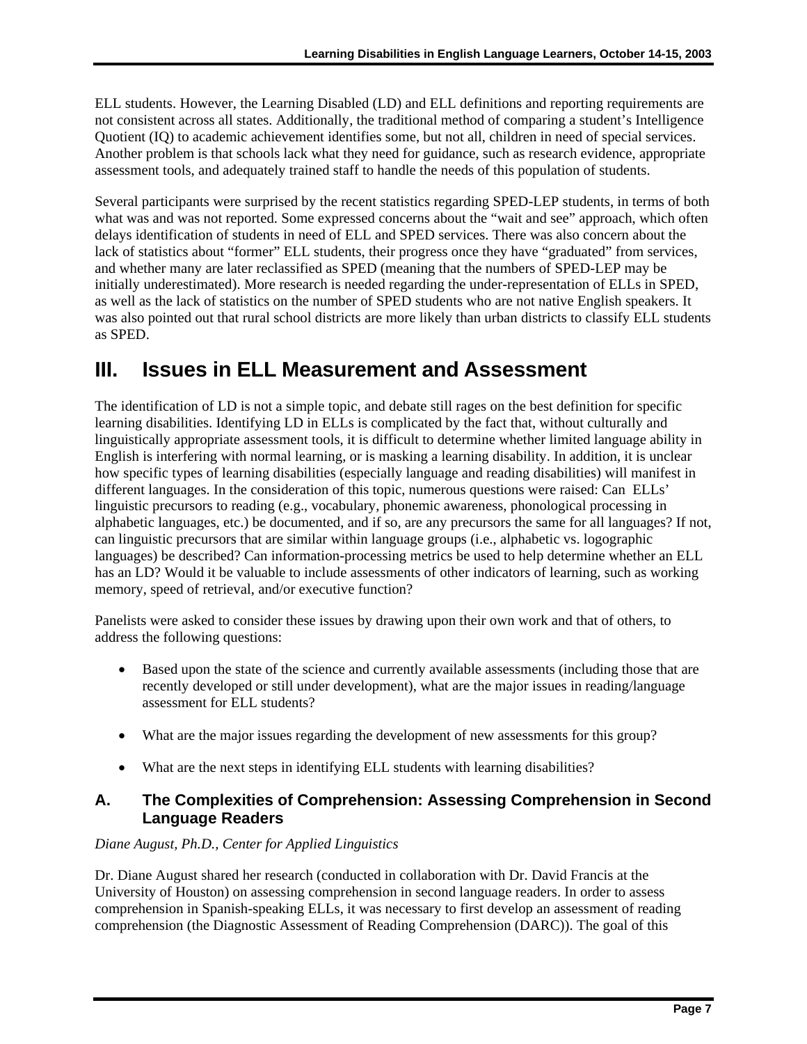ELL students. However, the Learning Disabled (LD) and ELL definitions and reporting requirements are not consistent across all states. Additionally, the traditional method of comparing a student's Intelligence Quotient (IQ) to academic achievement identifies some, but not all, children in need of special services. Another problem is that schools lack what they need for guidance, such as research evidence, appropriate assessment tools, and adequately trained staff to handle the needs of this population of students.

Several participants were surprised by the recent statistics regarding SPED-LEP students, in terms of both what was and was not reported. Some expressed concerns about the "wait and see" approach, which often delays identification of students in need of ELL and SPED services. There was also concern about the lack of statistics about "former" ELL students, their progress once they have "graduated" from services, and whether many are later reclassified as SPED (meaning that the numbers of SPED-LEP may be initially underestimated). More research is needed regarding the under-representation of ELLs in SPED, as well as the lack of statistics on the number of SPED students who are not native English speakers. It was also pointed out that rural school districts are more likely than urban districts to classify ELL students as SPED.

# III. Issues in ELL Measurement and Assessment

The identification of LD is not a simple topic, and debate still rages on the best definition for specific learning disabilities. Identifying LD in ELLs is complicated by the fact that, without culturally and linguistically appropriate assessment tools, it is difficult to determine whether limited language ability in English is interfering with normal learning, or is masking a learning disability. In addition, it is unclear how specific types of learning disabilities (especially language and reading disabilities) will manifest in different languages. In the consideration of this topic, numerous questions were raised: Can ELLs' linguistic precursors to reading (e.g., vocabulary, phonemic awareness, phonological processing in alphabetic languages, etc.) be documented, and if so, are any precursors the same for all languages? If not, can linguistic precursors that are similar within language groups (i.e., alphabetic vs. logographic languages) be described? Can information-processing metrics be used to help determine whether an ELL has an LD? Would it be valuable to include assessments of other indicators of learning, such as working memory, speed of retrieval, and/or executive function?

Panelists were asked to consider these issues by drawing upon their own work and that of others, to address the following questions:

- Based upon the state of the science and currently available assessments (including those that are recently developed or still under development), what are the major issues in reading/language assessment for ELL students?
- What are the major issues regarding the development of new assessments for this group?
- What are the next steps in identifying ELL students with learning disabilities?

## A. The Complexities of Comprehension: Assessing Comprehension in Second Language Readers

*Diane August, Ph.D., Center for Applied Linguistics*

Dr. Diane August shared her research (conducted in collaboration with Dr. David Francis at the University of Houston) on assessing comprehension in second language readers. In order to assess comprehension in Spanish-speaking ELLs, it was necessary to first develop an assessment of reading comprehension (the Diagnostic Assessment of Reading Comprehension (DARC)). The goal of this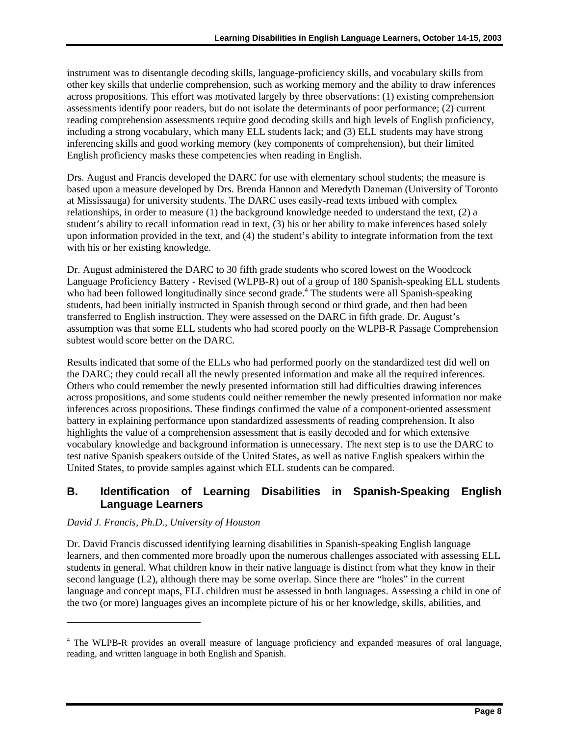instrument was to disentangle decoding skills, language-proficiency skills, and vocabulary skills from other key skills that underlie comprehension, such as working memory and the ability to draw inferences across propositions. This effort was motivated largely by three observations: (1) existing comprehension assessments identify poor readers, but do not isolate the determinants of poor performance; (2) current reading comprehension assessments require good decoding skills and high levels of English proficiency, including a strong vocabulary, which many ELL students lack; and (3) ELL students may have strong inferencing skills and good working memory (key components of comprehension), but their limited English proficiency masks these competencies when reading in English.

Drs. August and Francis developed the DARC for use with elementary school students; the measure is based upon a measure developed by Drs. Brenda Hannon and Meredyth Daneman (University of Toronto at Mississauga) for university students. The DARC uses easily-read texts imbued with complex relationships, in order to measure (1) the background knowledge needed to understand the text, (2) a student's ability to recall information read in text, (3) his or her ability to make inferences based solely upon information provided in the text, and (4) the student's ability to integrate information from the text with his or her existing knowledge.

Dr. August administered the DARC to 30 fifth grade students who scored lowest on the Woodcock Language Proficiency Battery - Revised (WLPB-R) out of a group of 180 Spanish-speaking ELL students who had been followed longitudinally since second grade.[4] The students were all Spanish-speaking students, had been initially instructed in Spanish through second or third grade, and then had been transferred to English instruction. They were assessed on the DARC in fifth grade. Dr. August's assumption was that some ELL students who had scored poorly on the WLPB-R Passage Comprehension subtest would score better on the DARC.

Results indicated that some of the ELLs who had performed poorly on the standardized test did well on the DARC; they could recall all the newly presented information and make all the required inferences. Others who could remember the newly presented information still had difficulties drawing inferences across propositions, and some students could neither remember the newly presented information nor make inferences across propositions. These findings confirmed the value of a component-oriented assessment battery in explaining performance upon standardized assessments of reading comprehension. It also highlights the value of a comprehension assessment that is easily decoded and for which extensive vocabulary knowledge and background information is unnecessary. The next step is to use the DARC to test native Spanish speakers outside of the United States, as well as native English speakers within the United States, to provide samples against which ELL students can be compared.

## B. Identification of Learning Disabilities in Spanish-Speaking English Language Learners

*David J. Francis, Ph.D., University of Houston*

Dr. David Francis discussed identifying learning disabilities in Spanish-speaking English language learners, and then commented more broadly upon the numerous challenges associated with assessing ELL students in general. What children know in their native language is distinct from what they know in their second language (L2), although there may be some overlap. Since there are "holes" in the current language and concept maps, ELL children must be assessed in both languages. Assessing a child in one of the two (or more) languages gives an incomplete picture of his or her knowledge, skills, abilities, and

---

[4] The WLPB-R provides an overall measure of language proficiency and expanded measures of oral language, reading, and written language in both English and Spanish.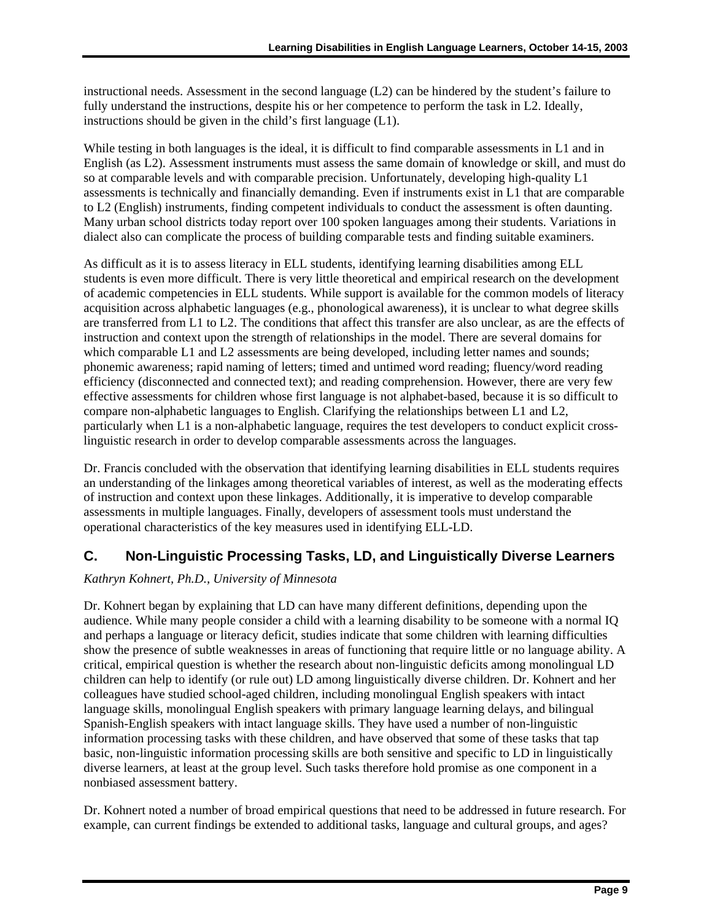instructional needs. Assessment in the second language (L2) can be hindered by the student's failure to fully understand the instructions, despite his or her competence to perform the task in L2. Ideally, instructions should be given in the child's first language (L1).

While testing in both languages is the ideal, it is difficult to find comparable assessments in L1 and in English (as L2). Assessment instruments must assess the same domain of knowledge or skill, and must do so at comparable levels and with comparable precision. Unfortunately, developing high-quality L1 assessments is technically and financially demanding. Even if instruments exist in L1 that are comparable to L2 (English) instruments, finding competent individuals to conduct the assessment is often daunting. Many urban school districts today report over 100 spoken languages among their students. Variations in dialect also can complicate the process of building comparable tests and finding suitable examiners.

As difficult as it is to assess literacy in ELL students, identifying learning disabilities among ELL students is even more difficult. There is very little theoretical and empirical research on the development of academic competencies in ELL students. While support is available for the common models of literacy acquisition across alphabetic languages (e.g., phonological awareness), it is unclear to what degree skills are transferred from L1 to L2. The conditions that affect this transfer are also unclear, as are the effects of instruction and context upon the strength of relationships in the model. There are several domains for which comparable L1 and L2 assessments are being developed, including letter names and sounds; phonemic awareness; rapid naming of letters; timed and untimed word reading; fluency/word reading efficiency (disconnected and connected text); and reading comprehension. However, there are very few effective assessments for children whose first language is not alphabet-based, because it is so difficult to compare non-alphabetic languages to English. Clarifying the relationships between L1 and L2, particularly when L1 is a non-alphabetic language, requires the test developers to conduct explicit cross-linguistic research in order to develop comparable assessments across the languages.

Dr. Francis concluded with the observation that identifying learning disabilities in ELL students requires an understanding of the linkages among theoretical variables of interest, as well as the moderating effects of instruction and context upon these linkages. Additionally, it is imperative to develop comparable assessments in multiple languages. Finally, developers of assessment tools must understand the operational characteristics of the key measures used in identifying ELL-LD.

## C. Non-Linguistic Processing Tasks, LD, and Linguistically Diverse Learners

*Kathryn Kohnert, Ph.D., University of Minnesota*

Dr. Kohnert began by explaining that LD can have many different definitions, depending upon the audience. While many people consider a child with a learning disability to be someone with a normal IQ and perhaps a language or literacy deficit, studies indicate that some children with learning difficulties show the presence of subtle weaknesses in areas of functioning that require little or no language ability. A critical, empirical question is whether the research about non-linguistic deficits among monolingual LD children can help to identify (or rule out) LD among linguistically diverse children. Dr. Kohnert and her colleagues have studied school-aged children, including monolingual English speakers with intact language skills, monolingual English speakers with primary language learning delays, and bilingual Spanish-English speakers with intact language skills. They have used a number of non-linguistic information processing tasks with these children, and have observed that some of these tasks that tap basic, non-linguistic information processing skills are both sensitive and specific to LD in linguistically diverse learners, at least at the group level. Such tasks therefore hold promise as one component in a nonbiased assessment battery.

Dr. Kohnert noted a number of broad empirical questions that need to be addressed in future research. For example, can current findings be extended to additional tasks, language and cultural groups, and ages?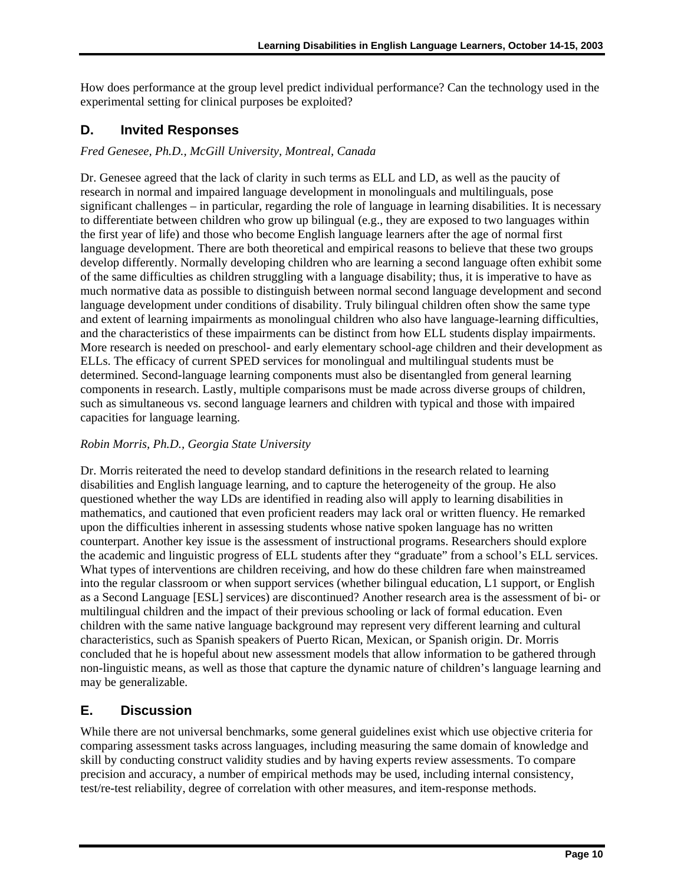How does performance at the group level predict individual performance? Can the technology used in the experimental setting for clinical purposes be exploited?

## D. Invited Responses

*Fred Genesee, Ph.D., McGill University, Montreal, Canada*

Dr. Genesee agreed that the lack of clarity in such terms as ELL and LD, as well as the paucity of research in normal and impaired language development in monolinguals and multilinguals, pose significant challenges – in particular, regarding the role of language in learning disabilities. It is necessary to differentiate between children who grow up bilingual (e.g., they are exposed to two languages within the first year of life) and those who become English language learners after the age of normal first language development. There are both theoretical and empirical reasons to believe that these two groups develop differently. Normally developing children who are learning a second language often exhibit some of the same difficulties as children struggling with a language disability; thus, it is imperative to have as much normative data as possible to distinguish between normal second language development and second language development under conditions of disability. Truly bilingual children often show the same type and extent of learning impairments as monolingual children who also have language-learning difficulties, and the characteristics of these impairments can be distinct from how ELL students display impairments. More research is needed on preschool- and early elementary school-age children and their development as ELLs. The efficacy of current SPED services for monolingual and multilingual students must be determined. Second-language learning components must also be disentangled from general learning components in research. Lastly, multiple comparisons must be made across diverse groups of children, such as simultaneous vs. second language learners and children with typical and those with impaired capacities for language learning.

*Robin Morris, Ph.D., Georgia State University*

Dr. Morris reiterated the need to develop standard definitions in the research related to learning disabilities and English language learning, and to capture the heterogeneity of the group. He also questioned whether the way LDs are identified in reading also will apply to learning disabilities in mathematics, and cautioned that even proficient readers may lack oral or written fluency. He remarked upon the difficulties inherent in assessing students whose native spoken language has no written counterpart. Another key issue is the assessment of instructional programs. Researchers should explore the academic and linguistic progress of ELL students after they "graduate" from a school's ELL services. What types of interventions are children receiving, and how do these children fare when mainstreamed into the regular classroom or when support services (whether bilingual education, L1 support, or English as a Second Language [ESL] services) are discontinued? Another research area is the assessment of bi- or multilingual children and the impact of their previous schooling or lack of formal education. Even children with the same native language background may represent very different learning and cultural characteristics, such as Spanish speakers of Puerto Rican, Mexican, or Spanish origin. Dr. Morris concluded that he is hopeful about new assessment models that allow information to be gathered through non-linguistic means, as well as those that capture the dynamic nature of children's language learning and may be generalizable.

## E. Discussion

While there are not universal benchmarks, some general guidelines exist which use objective criteria for comparing assessment tasks across languages, including measuring the same domain of knowledge and skill by conducting construct validity studies and by having experts review assessments. To compare precision and accuracy, a number of empirical methods may be used, including internal consistency, test/re-test reliability, degree of correlation with other measures, and item-response methods.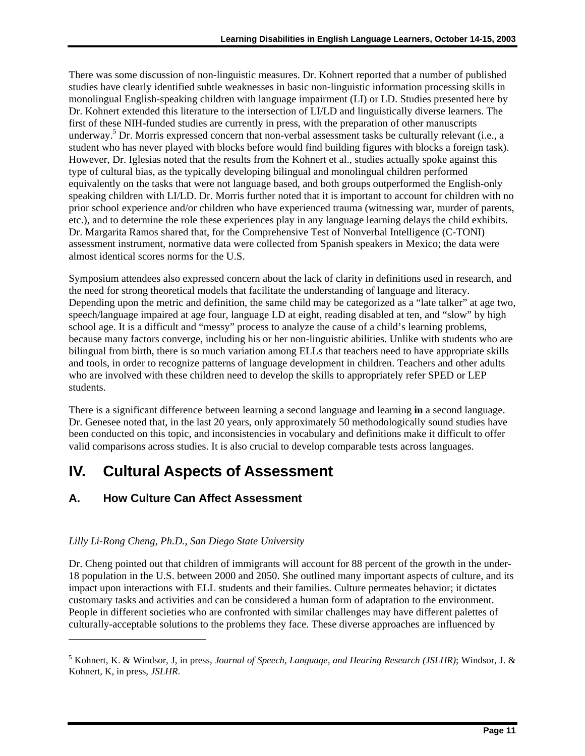There was some discussion of non-linguistic measures. Dr. Kohnert reported that a number of published studies have clearly identified subtle weaknesses in basic non-linguistic information processing skills in monolingual English-speaking children with language impairment (LI) or LD. Studies presented here by Dr. Kohnert extended this literature to the intersection of LI/LD and linguistically diverse learners. The first of these NIH-funded studies are currently in press, with the preparation of other manuscripts underway.[5] Dr. Morris expressed concern that non-verbal assessment tasks be culturally relevant (i.e., a student who has never played with blocks before would find building figures with blocks a foreign task). However, Dr. Iglesias noted that the results from the Kohnert et al., studies actually spoke against this type of cultural bias, as the typically developing bilingual and monolingual children performed equivalently on the tasks that were not language based, and both groups outperformed the English-only speaking children with LI/LD. Dr. Morris further noted that it is important to account for children with no prior school experience and/or children who have experienced trauma (witnessing war, murder of parents, etc.), and to determine the role these experiences play in any language learning delays the child exhibits. Dr. Margarita Ramos shared that, for the Comprehensive Test of Nonverbal Intelligence (C-TONI) assessment instrument, normative data were collected from Spanish speakers in Mexico; the data were almost identical scores norms for the U.S.

Symposium attendees also expressed concern about the lack of clarity in definitions used in research, and the need for strong theoretical models that facilitate the understanding of language and literacy. Depending upon the metric and definition, the same child may be categorized as a "late talker" at age two, speech/language impaired at age four, language LD at eight, reading disabled at ten, and "slow" by high school age. It is a difficult and "messy" process to analyze the cause of a child's learning problems, because many factors converge, including his or her non-linguistic abilities. Unlike with students who are bilingual from birth, there is so much variation among ELLs that teachers need to have appropriate skills and tools, in order to recognize patterns of language development in children. Teachers and other adults who are involved with these children need to develop the skills to appropriately refer SPED or LEP students.

There is a significant difference between learning a second language and learning **in** a second language. Dr. Genesee noted that, in the last 20 years, only approximately 50 methodologically sound studies have been conducted on this topic, and inconsistencies in vocabulary and definitions make it difficult to offer valid comparisons across studies. It is also crucial to develop comparable tests across languages.

# IV. Cultural Aspects of Assessment

## A. How Culture Can Affect Assessment

*Lilly Li-Rong Cheng, Ph.D., San Diego State University*

Dr. Cheng pointed out that children of immigrants will account for 88 percent of the growth in the under-18 population in the U.S. between 2000 and 2050. She outlined many important aspects of culture, and its impact upon interactions with ELL students and their families. Culture permeates behavior; it dictates customary tasks and activities and can be considered a human form of adaptation to the environment. People in different societies who are confronted with similar challenges may have different palettes of culturally-acceptable solutions to the problems they face. These diverse approaches are influenced by

---

[5] Kohnert, K. & Windsor, J, in press, *Journal of Speech, Language, and Hearing Research (JSLHR)*; Windsor, J. & Kohnert, K, in press, *JSLHR*.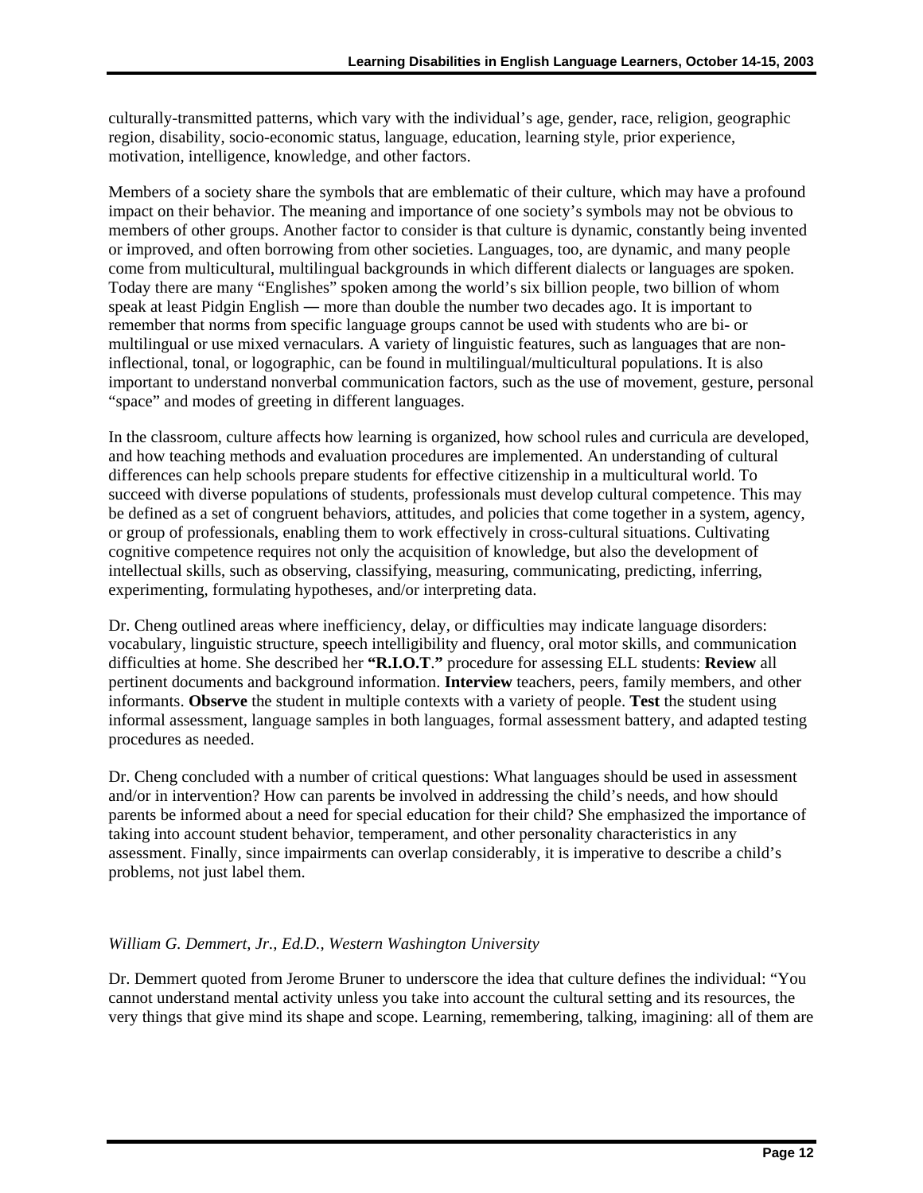culturally-transmitted patterns, which vary with the individual's age, gender, race, religion, geographic region, disability, socio-economic status, language, education, learning style, prior experience, motivation, intelligence, knowledge, and other factors.

Members of a society share the symbols that are emblematic of their culture, which may have a profound impact on their behavior. The meaning and importance of one society's symbols may not be obvious to members of other groups. Another factor to consider is that culture is dynamic, constantly being invented or improved, and often borrowing from other societies. Languages, too, are dynamic, and many people come from multicultural, multilingual backgrounds in which different dialects or languages are spoken. Today there are many "Englishes" spoken among the world's six billion people, two billion of whom speak at least Pidgin English ― more than double the number two decades ago. It is important to remember that norms from specific language groups cannot be used with students who are bi- or multilingual or use mixed vernaculars. A variety of linguistic features, such as languages that are non-inflectional, tonal, or logographic, can be found in multilingual/multicultural populations. It is also important to understand nonverbal communication factors, such as the use of movement, gesture, personal "space" and modes of greeting in different languages.

In the classroom, culture affects how learning is organized, how school rules and curricula are developed, and how teaching methods and evaluation procedures are implemented. An understanding of cultural differences can help schools prepare students for effective citizenship in a multicultural world. To succeed with diverse populations of students, professionals must develop cultural competence. This may be defined as a set of congruent behaviors, attitudes, and policies that come together in a system, agency, or group of professionals, enabling them to work effectively in cross-cultural situations. Cultivating cognitive competence requires not only the acquisition of knowledge, but also the development of intellectual skills, such as observing, classifying, measuring, communicating, predicting, inferring, experimenting, formulating hypotheses, and/or interpreting data.

Dr. Cheng outlined areas where inefficiency, delay, or difficulties may indicate language disorders: vocabulary, linguistic structure, speech intelligibility and fluency, oral motor skills, and communication difficulties at home. She described her **"R.I.O.T."** procedure for assessing ELL students: **Review** all pertinent documents and background information. **Interview** teachers, peers, family members, and other informants. **Observe** the student in multiple contexts with a variety of people. **Test** the student using informal assessment, language samples in both languages, formal assessment battery, and adapted testing procedures as needed.

Dr. Cheng concluded with a number of critical questions: What languages should be used in assessment and/or in intervention? How can parents be involved in addressing the child's needs, and how should parents be informed about a need for special education for their child? She emphasized the importance of taking into account student behavior, temperament, and other personality characteristics in any assessment. Finally, since impairments can overlap considerably, it is imperative to describe a child's problems, not just label them.

*William G. Demmert, Jr., Ed.D., Western Washington University*

Dr. Demmert quoted from Jerome Bruner to underscore the idea that culture defines the individual: "You cannot understand mental activity unless you take into account the cultural setting and its resources, the very things that give mind its shape and scope. Learning, remembering, talking, imagining: all of them are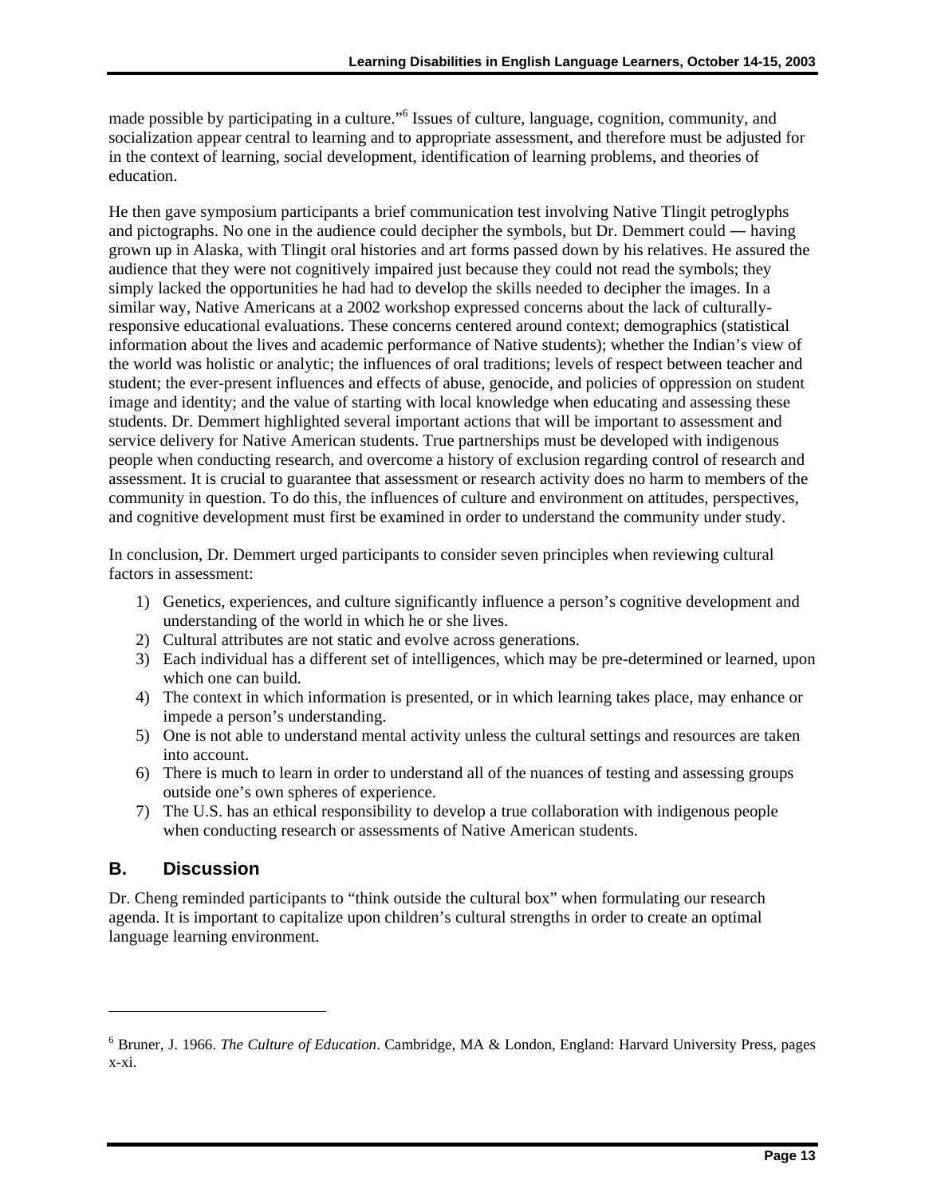made possible by participating in a culture."[6] Issues of culture, language, cognition, community, and socialization appear central to learning and to appropriate assessment, and therefore must be adjusted for in the context of learning, social development, identification of learning problems, and theories of education.

He then gave symposium participants a brief communication test involving Native Tlingit petroglyphs and pictographs. No one in the audience could decipher the symbols, but Dr. Demmert could ― having grown up in Alaska, with Tlingit oral histories and art forms passed down by his relatives. He assured the audience that they were not cognitively impaired just because they could not read the symbols; they simply lacked the opportunities he had had to develop the skills needed to decipher the images. In a similar way, Native Americans at a 2002 workshop expressed concerns about the lack of culturally-responsive educational evaluations. These concerns centered around context; demographics (statistical information about the lives and academic performance of Native students); whether the Indian's view of the world was holistic or analytic; the influences of oral traditions; levels of respect between teacher and student; the ever-present influences and effects of abuse, genocide, and policies of oppression on student image and identity; and the value of starting with local knowledge when educating and assessing these students. Dr. Demmert highlighted several important actions that will be important to assessment and service delivery for Native American students. True partnerships must be developed with indigenous people when conducting research, and overcome a history of exclusion regarding control of research and assessment. It is crucial to guarantee that assessment or research activity does no harm to members of the community in question. To do this, the influences of culture and environment on attitudes, perspectives, and cognitive development must first be examined in order to understand the community under study.

In conclusion, Dr. Demmert urged participants to consider seven principles when reviewing cultural factors in assessment:

1) Genetics, experiences, and culture significantly influence a person's cognitive development and understanding of the world in which he or she lives.
2) Cultural attributes are not static and evolve across generations.
3) Each individual has a different set of intelligences, which may be pre-determined or learned, upon which one can build.
4) The context in which information is presented, or in which learning takes place, may enhance or impede a person's understanding.
5) One is not able to understand mental activity unless the cultural settings and resources are taken into account.
6) There is much to learn in order to understand all of the nuances of testing and assessing groups outside one's own spheres of experience.
7) The U.S. has an ethical responsibility to develop a true collaboration with indigenous people when conducting research or assessments of Native American students.

## B. Discussion

Dr. Cheng reminded participants to "think outside the cultural box" when formulating our research agenda. It is important to capitalize upon children's cultural strengths in order to create an optimal language learning environment.

---

[6] Bruner, J. 1966. *The Culture of Education*. Cambridge, MA & London, England: Harvard University Press, pages x-xi.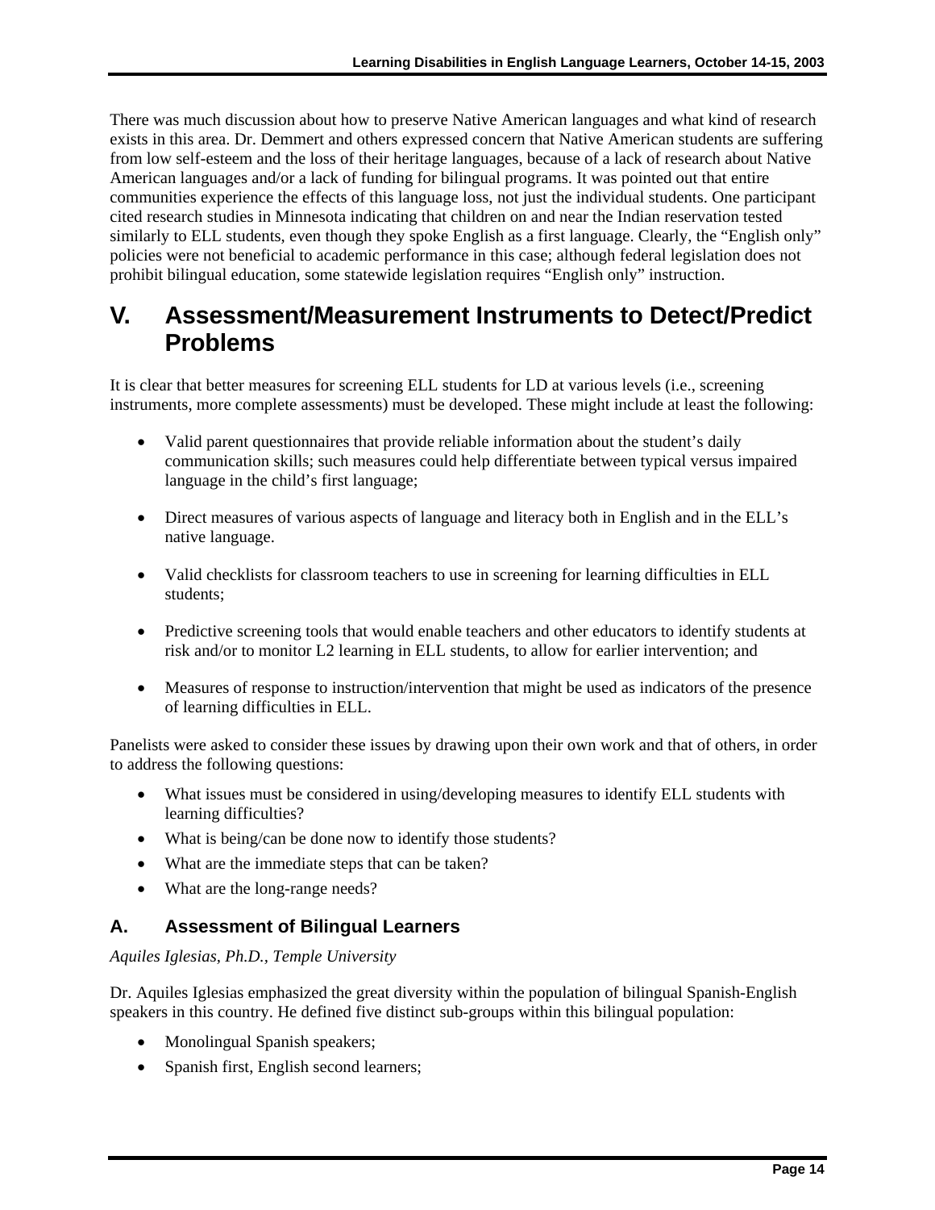There was much discussion about how to preserve Native American languages and what kind of research exists in this area. Dr. Demmert and others expressed concern that Native American students are suffering from low self-esteem and the loss of their heritage languages, because of a lack of research about Native American languages and/or a lack of funding for bilingual programs. It was pointed out that entire communities experience the effects of this language loss, not just the individual students. One participant cited research studies in Minnesota indicating that children on and near the Indian reservation tested similarly to ELL students, even though they spoke English as a first language. Clearly, the "English only" policies were not beneficial to academic performance in this case; although federal legislation does not prohibit bilingual education, some statewide legislation requires "English only" instruction.

# V. Assessment/Measurement Instruments to Detect/Predict Problems

It is clear that better measures for screening ELL students for LD at various levels (i.e., screening instruments, more complete assessments) must be developed. These might include at least the following:

- Valid parent questionnaires that provide reliable information about the student's daily communication skills; such measures could help differentiate between typical versus impaired language in the child's first language;
- Direct measures of various aspects of language and literacy both in English and in the ELL's native language.
- Valid checklists for classroom teachers to use in screening for learning difficulties in ELL students;
- Predictive screening tools that would enable teachers and other educators to identify students at risk and/or to monitor L2 learning in ELL students, to allow for earlier intervention; and
- Measures of response to instruction/intervention that might be used as indicators of the presence of learning difficulties in ELL.

Panelists were asked to consider these issues by drawing upon their own work and that of others, in order to address the following questions:

- What issues must be considered in using/developing measures to identify ELL students with learning difficulties?
- What is being/can be done now to identify those students?
- What are the immediate steps that can be taken?
- What are the long-range needs?

## A. Assessment of Bilingual Learners

*Aquiles Iglesias, Ph.D., Temple University*

Dr. Aquiles Iglesias emphasized the great diversity within the population of bilingual Spanish-English speakers in this country. He defined five distinct sub-groups within this bilingual population:

- Monolingual Spanish speakers;
- Spanish first, English second learners;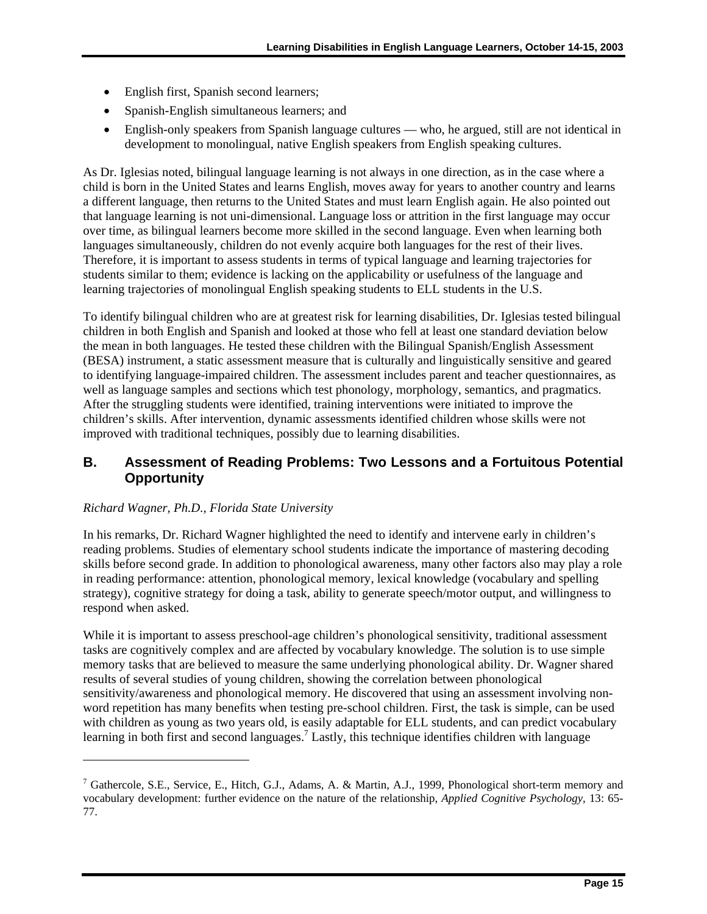- English first, Spanish second learners;
- Spanish-English simultaneous learners; and
- English-only speakers from Spanish language cultures — who, he argued, still are not identical in development to monolingual, native English speakers from English speaking cultures.

As Dr. Iglesias noted, bilingual language learning is not always in one direction, as in the case where a child is born in the United States and learns English, moves away for years to another country and learns a different language, then returns to the United States and must learn English again. He also pointed out that language learning is not uni-dimensional. Language loss or attrition in the first language may occur over time, as bilingual learners become more skilled in the second language. Even when learning both languages simultaneously, children do not evenly acquire both languages for the rest of their lives. Therefore, it is important to assess students in terms of typical language and learning trajectories for students similar to them; evidence is lacking on the applicability or usefulness of the language and learning trajectories of monolingual English speaking students to ELL students in the U.S.

To identify bilingual children who are at greatest risk for learning disabilities, Dr. Iglesias tested bilingual children in both English and Spanish and looked at those who fell at least one standard deviation below the mean in both languages. He tested these children with the Bilingual Spanish/English Assessment (BESA) instrument, a static assessment measure that is culturally and linguistically sensitive and geared to identifying language-impaired children. The assessment includes parent and teacher questionnaires, as well as language samples and sections which test phonology, morphology, semantics, and pragmatics. After the struggling students were identified, training interventions were initiated to improve the children's skills. After intervention, dynamic assessments identified children whose skills were not improved with traditional techniques, possibly due to learning disabilities.

## B. Assessment of Reading Problems: Two Lessons and a Fortuitous Potential Opportunity

*Richard Wagner, Ph.D., Florida State University*

In his remarks, Dr. Richard Wagner highlighted the need to identify and intervene early in children's reading problems. Studies of elementary school students indicate the importance of mastering decoding skills before second grade. In addition to phonological awareness, many other factors also may play a role in reading performance: attention, phonological memory, lexical knowledge (vocabulary and spelling strategy), cognitive strategy for doing a task, ability to generate speech/motor output, and willingness to respond when asked.

While it is important to assess preschool-age children's phonological sensitivity, traditional assessment tasks are cognitively complex and are affected by vocabulary knowledge. The solution is to use simple memory tasks that are believed to measure the same underlying phonological ability. Dr. Wagner shared results of several studies of young children, showing the correlation between phonological sensitivity/awareness and phonological memory. He discovered that using an assessment involving non-word repetition has many benefits when testing pre-school children. First, the task is simple, can be used with children as young as two years old, is easily adaptable for ELL students, and can predict vocabulary learning in both first and second languages.[7] Lastly, this technique identifies children with language

---

[7] Gathercole, S.E., Service, E., Hitch, G.J., Adams, A. & Martin, A.J., 1999, Phonological short-term memory and vocabulary development: further evidence on the nature of the relationship, *Applied Cognitive Psychology,* 13: 65-77.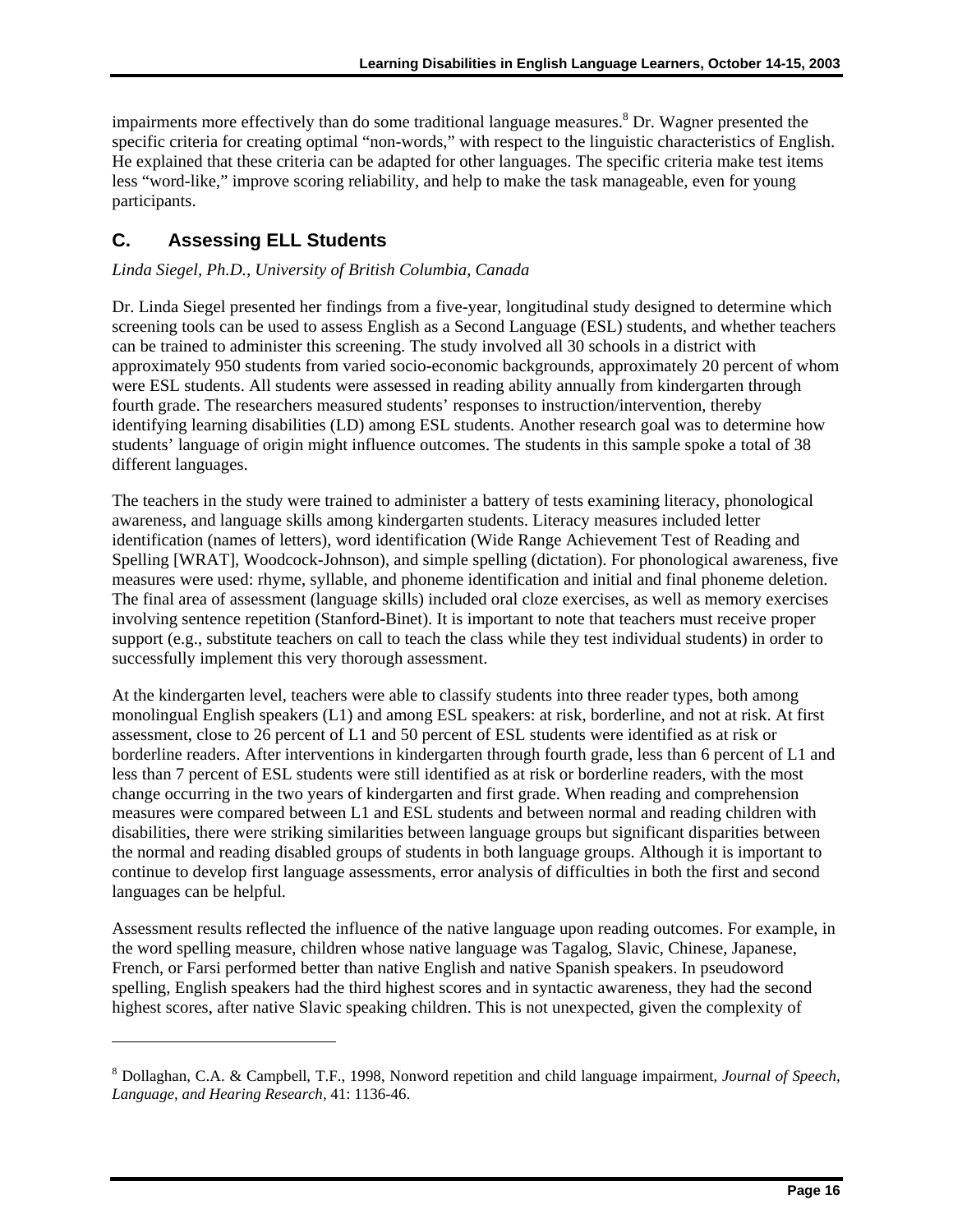impairments more effectively than do some traditional language measures.[8] Dr. Wagner presented the specific criteria for creating optimal "non-words," with respect to the linguistic characteristics of English. He explained that these criteria can be adapted for other languages. The specific criteria make test items less "word-like," improve scoring reliability, and help to make the task manageable, even for young participants.

## C. Assessing ELL Students

*Linda Siegel, Ph.D., University of British Columbia, Canada*

Dr. Linda Siegel presented her findings from a five-year, longitudinal study designed to determine which screening tools can be used to assess English as a Second Language (ESL) students, and whether teachers can be trained to administer this screening. The study involved all 30 schools in a district with approximately 950 students from varied socio-economic backgrounds, approximately 20 percent of whom were ESL students. All students were assessed in reading ability annually from kindergarten through fourth grade. The researchers measured students' responses to instruction/intervention, thereby identifying learning disabilities (LD) among ESL students. Another research goal was to determine how students' language of origin might influence outcomes. The students in this sample spoke a total of 38 different languages.

The teachers in the study were trained to administer a battery of tests examining literacy, phonological awareness, and language skills among kindergarten students. Literacy measures included letter identification (names of letters), word identification (Wide Range Achievement Test of Reading and Spelling [WRAT], Woodcock-Johnson), and simple spelling (dictation). For phonological awareness, five measures were used: rhyme, syllable, and phoneme identification and initial and final phoneme deletion. The final area of assessment (language skills) included oral cloze exercises, as well as memory exercises involving sentence repetition (Stanford-Binet). It is important to note that teachers must receive proper support (e.g., substitute teachers on call to teach the class while they test individual students) in order to successfully implement this very thorough assessment.

At the kindergarten level, teachers were able to classify students into three reader types, both among monolingual English speakers (L1) and among ESL speakers: at risk, borderline, and not at risk. At first assessment, close to 26 percent of L1 and 50 percent of ESL students were identified as at risk or borderline readers. After interventions in kindergarten through fourth grade, less than 6 percent of L1 and less than 7 percent of ESL students were still identified as at risk or borderline readers, with the most change occurring in the two years of kindergarten and first grade. When reading and comprehension measures were compared between L1 and ESL students and between normal and reading children with disabilities, there were striking similarities between language groups but significant disparities between the normal and reading disabled groups of students in both language groups. Although it is important to continue to develop first language assessments, error analysis of difficulties in both the first and second languages can be helpful.

Assessment results reflected the influence of the native language upon reading outcomes. For example, in the word spelling measure, children whose native language was Tagalog, Slavic, Chinese, Japanese, French, or Farsi performed better than native English and native Spanish speakers. In pseudoword spelling, English speakers had the third highest scores and in syntactic awareness, they had the second highest scores, after native Slavic speaking children. This is not unexpected, given the complexity of

---

[8] Dollaghan, C.A. & Campbell, T.F., 1998, Nonword repetition and child language impairment, *Journal of Speech, Language, and Hearing Research,* 41: 1136-46.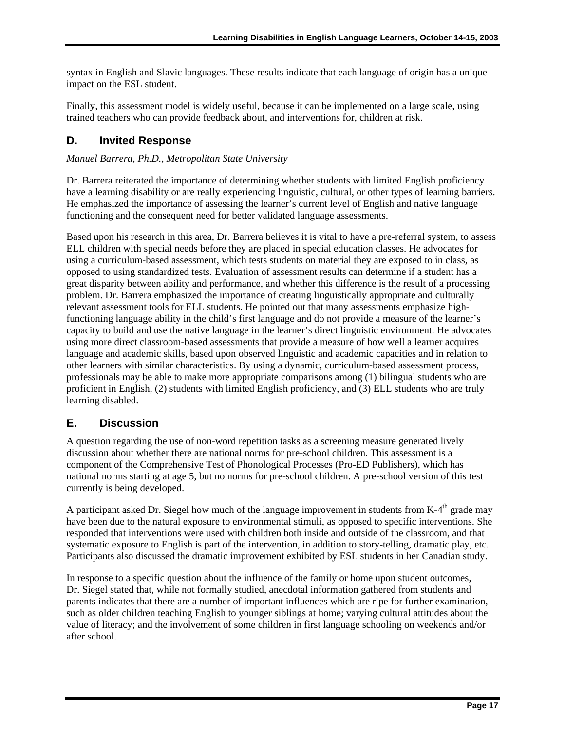syntax in English and Slavic languages. These results indicate that each language of origin has a unique impact on the ESL student.

Finally, this assessment model is widely useful, because it can be implemented on a large scale, using trained teachers who can provide feedback about, and interventions for, children at risk.

## D. Invited Response

*Manuel Barrera, Ph.D., Metropolitan State University*

Dr. Barrera reiterated the importance of determining whether students with limited English proficiency have a learning disability or are really experiencing linguistic, cultural, or other types of learning barriers. He emphasized the importance of assessing the learner's current level of English and native language functioning and the consequent need for better validated language assessments.

Based upon his research in this area, Dr. Barrera believes it is vital to have a pre-referral system, to assess ELL children with special needs before they are placed in special education classes. He advocates for using a curriculum-based assessment, which tests students on material they are exposed to in class, as opposed to using standardized tests. Evaluation of assessment results can determine if a student has a great disparity between ability and performance, and whether this difference is the result of a processing problem. Dr. Barrera emphasized the importance of creating linguistically appropriate and culturally relevant assessment tools for ELL students. He pointed out that many assessments emphasize high-functioning language ability in the child's first language and do not provide a measure of the learner's capacity to build and use the native language in the learner's direct linguistic environment. He advocates using more direct classroom-based assessments that provide a measure of how well a learner acquires language and academic skills, based upon observed linguistic and academic capacities and in relation to other learners with similar characteristics. By using a dynamic, curriculum-based assessment process, professionals may be able to make more appropriate comparisons among (1) bilingual students who are proficient in English, (2) students with limited English proficiency, and (3) ELL students who are truly learning disabled.

## E. Discussion

A question regarding the use of non-word repetition tasks as a screening measure generated lively discussion about whether there are national norms for pre-school children. This assessment is a component of the Comprehensive Test of Phonological Processes (Pro-ED Publishers), which has national norms starting at age 5, but no norms for pre-school children. A pre-school version of this test currently is being developed.

A participant asked Dr. Siegel how much of the language improvement in students from K-4th grade may have been due to the natural exposure to environmental stimuli, as opposed to specific interventions. She responded that interventions were used with children both inside and outside of the classroom, and that systematic exposure to English is part of the intervention, in addition to story-telling, dramatic play, etc. Participants also discussed the dramatic improvement exhibited by ESL students in her Canadian study.

In response to a specific question about the influence of the family or home upon student outcomes, Dr. Siegel stated that, while not formally studied, anecdotal information gathered from students and parents indicates that there are a number of important influences which are ripe for further examination, such as older children teaching English to younger siblings at home; varying cultural attitudes about the value of literacy; and the involvement of some children in first language schooling on weekends and/or after school.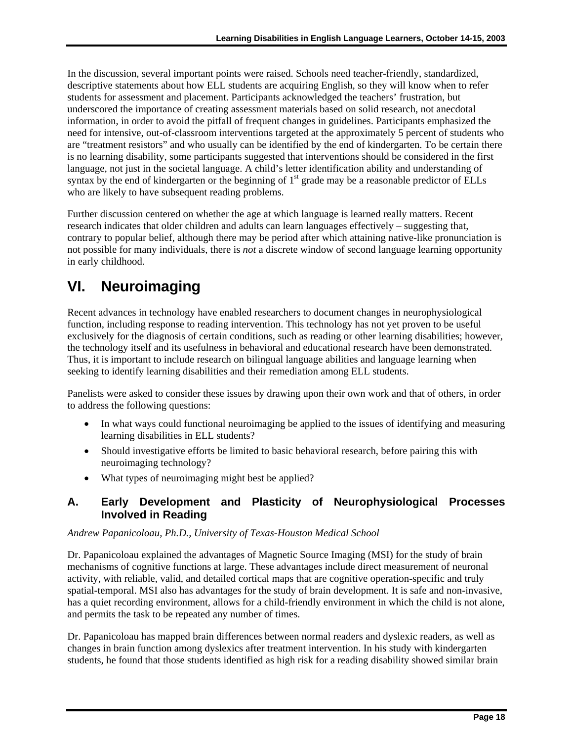In the discussion, several important points were raised. Schools need teacher-friendly, standardized, descriptive statements about how ELL students are acquiring English, so they will know when to refer students for assessment and placement. Participants acknowledged the teachers' frustration, but underscored the importance of creating assessment materials based on solid research, not anecdotal information, in order to avoid the pitfall of frequent changes in guidelines. Participants emphasized the need for intensive, out-of-classroom interventions targeted at the approximately 5 percent of students who are "treatment resistors" and who usually can be identified by the end of kindergarten. To be certain there is no learning disability, some participants suggested that interventions should be considered in the first language, not just in the societal language. A child's letter identification ability and understanding of syntax by the end of kindergarten or the beginning of 1st grade may be a reasonable predictor of ELLs who are likely to have subsequent reading problems.

Further discussion centered on whether the age at which language is learned really matters. Recent research indicates that older children and adults can learn languages effectively – suggesting that, contrary to popular belief, although there may be period after which attaining native-like pronunciation is not possible for many individuals, there is *not* a discrete window of second language learning opportunity in early childhood.

# VI. Neuroimaging

Recent advances in technology have enabled researchers to document changes in neurophysiological function, including response to reading intervention. This technology has not yet proven to be useful exclusively for the diagnosis of certain conditions, such as reading or other learning disabilities; however, the technology itself and its usefulness in behavioral and educational research have been demonstrated. Thus, it is important to include research on bilingual language abilities and language learning when seeking to identify learning disabilities and their remediation among ELL students.

Panelists were asked to consider these issues by drawing upon their own work and that of others, in order to address the following questions:

- In what ways could functional neuroimaging be applied to the issues of identifying and measuring learning disabilities in ELL students?
- Should investigative efforts be limited to basic behavioral research, before pairing this with neuroimaging technology?
- What types of neuroimaging might best be applied?

## A. Early Development and Plasticity of Neurophysiological Processes Involved in Reading

*Andrew Papanicoloau, Ph.D., University of Texas-Houston Medical School*

Dr. Papanicoloau explained the advantages of Magnetic Source Imaging (MSI) for the study of brain mechanisms of cognitive functions at large. These advantages include direct measurement of neuronal activity, with reliable, valid, and detailed cortical maps that are cognitive operation-specific and truly spatial-temporal. MSI also has advantages for the study of brain development. It is safe and non-invasive, has a quiet recording environment, allows for a child-friendly environment in which the child is not alone, and permits the task to be repeated any number of times.

Dr. Papanicoloau has mapped brain differences between normal readers and dyslexic readers, as well as changes in brain function among dyslexics after treatment intervention. In his study with kindergarten students, he found that those students identified as high risk for a reading disability showed similar brain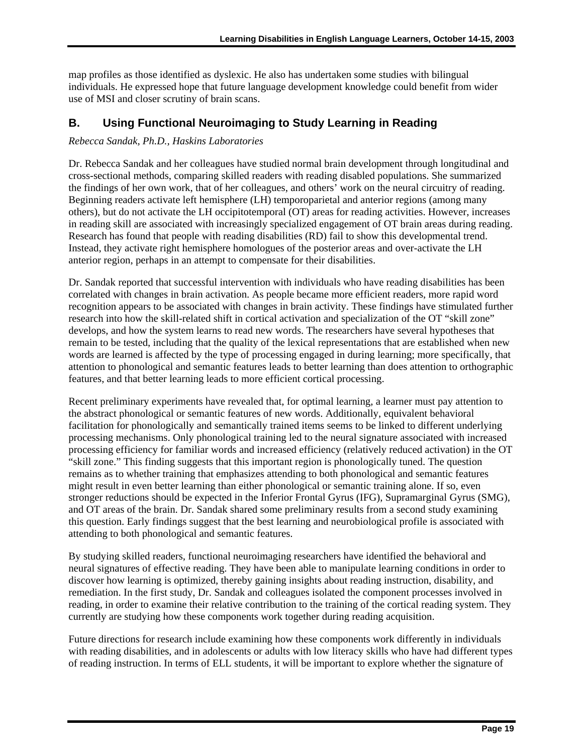map profiles as those identified as dyslexic. He also has undertaken some studies with bilingual individuals. He expressed hope that future language development knowledge could benefit from wider use of MSI and closer scrutiny of brain scans.

## B. Using Functional Neuroimaging to Study Learning in Reading

*Rebecca Sandak, Ph.D., Haskins Laboratories*

Dr. Rebecca Sandak and her colleagues have studied normal brain development through longitudinal and cross-sectional methods, comparing skilled readers with reading disabled populations. She summarized the findings of her own work, that of her colleagues, and others' work on the neural circuitry of reading. Beginning readers activate left hemisphere (LH) temporoparietal and anterior regions (among many others), but do not activate the LH occipitotemporal (OT) areas for reading activities. However, increases in reading skill are associated with increasingly specialized engagement of OT brain areas during reading. Research has found that people with reading disabilities (RD) fail to show this developmental trend. Instead, they activate right hemisphere homologues of the posterior areas and over-activate the LH anterior region, perhaps in an attempt to compensate for their disabilities.

Dr. Sandak reported that successful intervention with individuals who have reading disabilities has been correlated with changes in brain activation. As people became more efficient readers, more rapid word recognition appears to be associated with changes in brain activity. These findings have stimulated further research into how the skill-related shift in cortical activation and specialization of the OT "skill zone" develops, and how the system learns to read new words. The researchers have several hypotheses that remain to be tested, including that the quality of the lexical representations that are established when new words are learned is affected by the type of processing engaged in during learning; more specifically, that attention to phonological and semantic features leads to better learning than does attention to orthographic features, and that better learning leads to more efficient cortical processing.

Recent preliminary experiments have revealed that, for optimal learning, a learner must pay attention to the abstract phonological or semantic features of new words. Additionally, equivalent behavioral facilitation for phonologically and semantically trained items seems to be linked to different underlying processing mechanisms. Only phonological training led to the neural signature associated with increased processing efficiency for familiar words and increased efficiency (relatively reduced activation) in the OT "skill zone." This finding suggests that this important region is phonologically tuned. The question remains as to whether training that emphasizes attending to both phonological and semantic features might result in even better learning than either phonological or semantic training alone. If so, even stronger reductions should be expected in the Inferior Frontal Gyrus (IFG), Supramarginal Gyrus (SMG), and OT areas of the brain. Dr. Sandak shared some preliminary results from a second study examining this question. Early findings suggest that the best learning and neurobiological profile is associated with attending to both phonological and semantic features.

By studying skilled readers, functional neuroimaging researchers have identified the behavioral and neural signatures of effective reading. They have been able to manipulate learning conditions in order to discover how learning is optimized, thereby gaining insights about reading instruction, disability, and remediation. In the first study, Dr. Sandak and colleagues isolated the component processes involved in reading, in order to examine their relative contribution to the training of the cortical reading system. They currently are studying how these components work together during reading acquisition.

Future directions for research include examining how these components work differently in individuals with reading disabilities, and in adolescents or adults with low literacy skills who have had different types of reading instruction. In terms of ELL students, it will be important to explore whether the signature of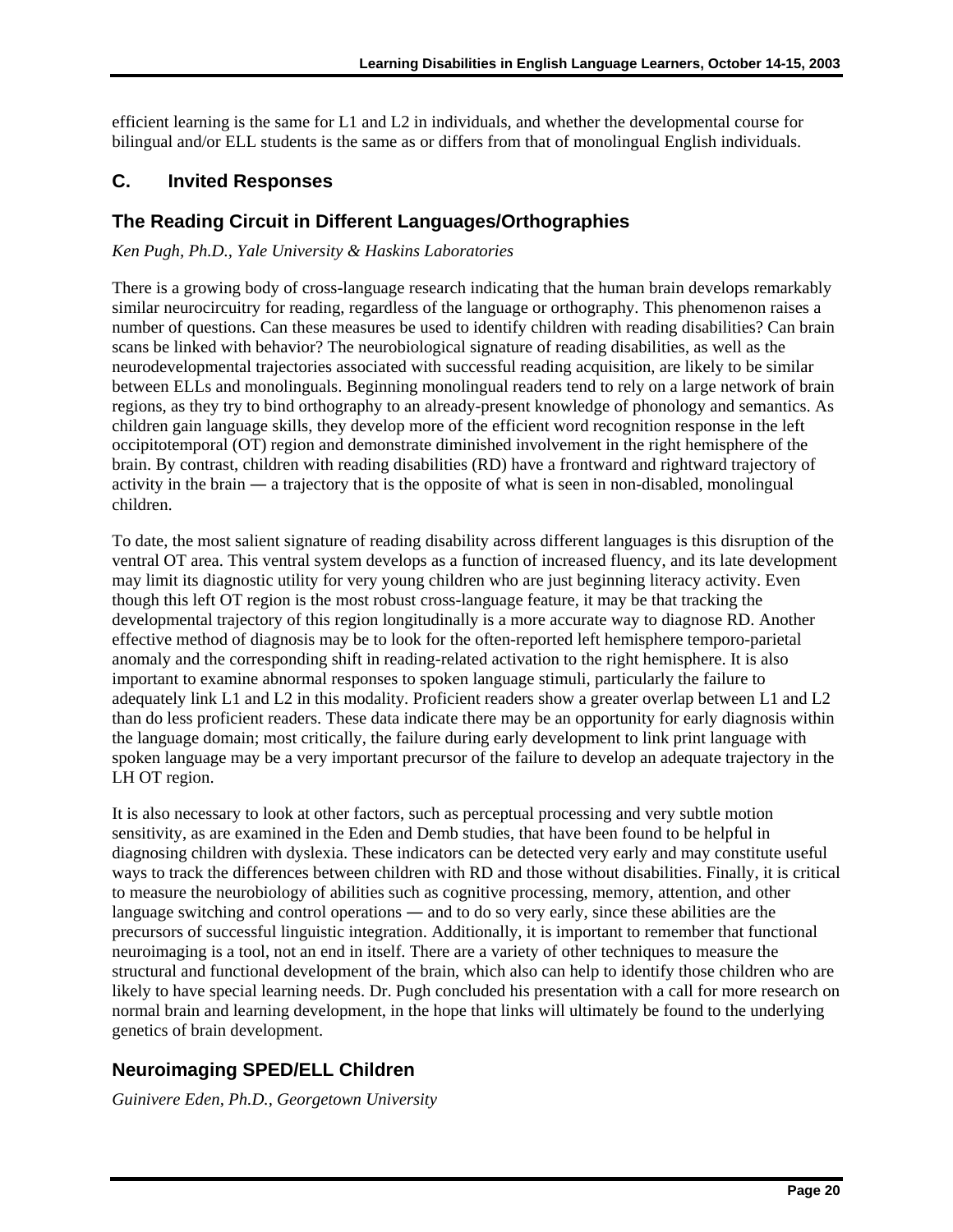efficient learning is the same for L1 and L2 in individuals, and whether the developmental course for bilingual and/or ELL students is the same as or differs from that of monolingual English individuals.

## C. Invited Responses

### The Reading Circuit in Different Languages/Orthographies

*Ken Pugh, Ph.D., Yale University & Haskins Laboratories*

There is a growing body of cross-language research indicating that the human brain develops remarkably similar neurocircuitry for reading, regardless of the language or orthography. This phenomenon raises a number of questions. Can these measures be used to identify children with reading disabilities? Can brain scans be linked with behavior? The neurobiological signature of reading disabilities, as well as the neurodevelopmental trajectories associated with successful reading acquisition, are likely to be similar between ELLs and monolinguals. Beginning monolingual readers tend to rely on a large network of brain regions, as they try to bind orthography to an already-present knowledge of phonology and semantics. As children gain language skills, they develop more of the efficient word recognition response in the left occipitotemporal (OT) region and demonstrate diminished involvement in the right hemisphere of the brain. By contrast, children with reading disabilities (RD) have a frontward and rightward trajectory of activity in the brain ― a trajectory that is the opposite of what is seen in non-disabled, monolingual children.

To date, the most salient signature of reading disability across different languages is this disruption of the ventral OT area. This ventral system develops as a function of increased fluency, and its late development may limit its diagnostic utility for very young children who are just beginning literacy activity. Even though this left OT region is the most robust cross-language feature, it may be that tracking the developmental trajectory of this region longitudinally is a more accurate way to diagnose RD. Another effective method of diagnosis may be to look for the often-reported left hemisphere temporo-parietal anomaly and the corresponding shift in reading-related activation to the right hemisphere. It is also important to examine abnormal responses to spoken language stimuli, particularly the failure to adequately link L1 and L2 in this modality. Proficient readers show a greater overlap between L1 and L2 than do less proficient readers. These data indicate there may be an opportunity for early diagnosis within the language domain; most critically, the failure during early development to link print language with spoken language may be a very important precursor of the failure to develop an adequate trajectory in the LH OT region.

It is also necessary to look at other factors, such as perceptual processing and very subtle motion sensitivity, as are examined in the Eden and Demb studies, that have been found to be helpful in diagnosing children with dyslexia. These indicators can be detected very early and may constitute useful ways to track the differences between children with RD and those without disabilities. Finally, it is critical to measure the neurobiology of abilities such as cognitive processing, memory, attention, and other language switching and control operations ― and to do so very early, since these abilities are the precursors of successful linguistic integration. Additionally, it is important to remember that functional neuroimaging is a tool, not an end in itself. There are a variety of other techniques to measure the structural and functional development of the brain, which also can help to identify those children who are likely to have special learning needs. Dr. Pugh concluded his presentation with a call for more research on normal brain and learning development, in the hope that links will ultimately be found to the underlying genetics of brain development.

### Neuroimaging SPED/ELL Children

*Guinivere Eden, Ph.D., Georgetown University*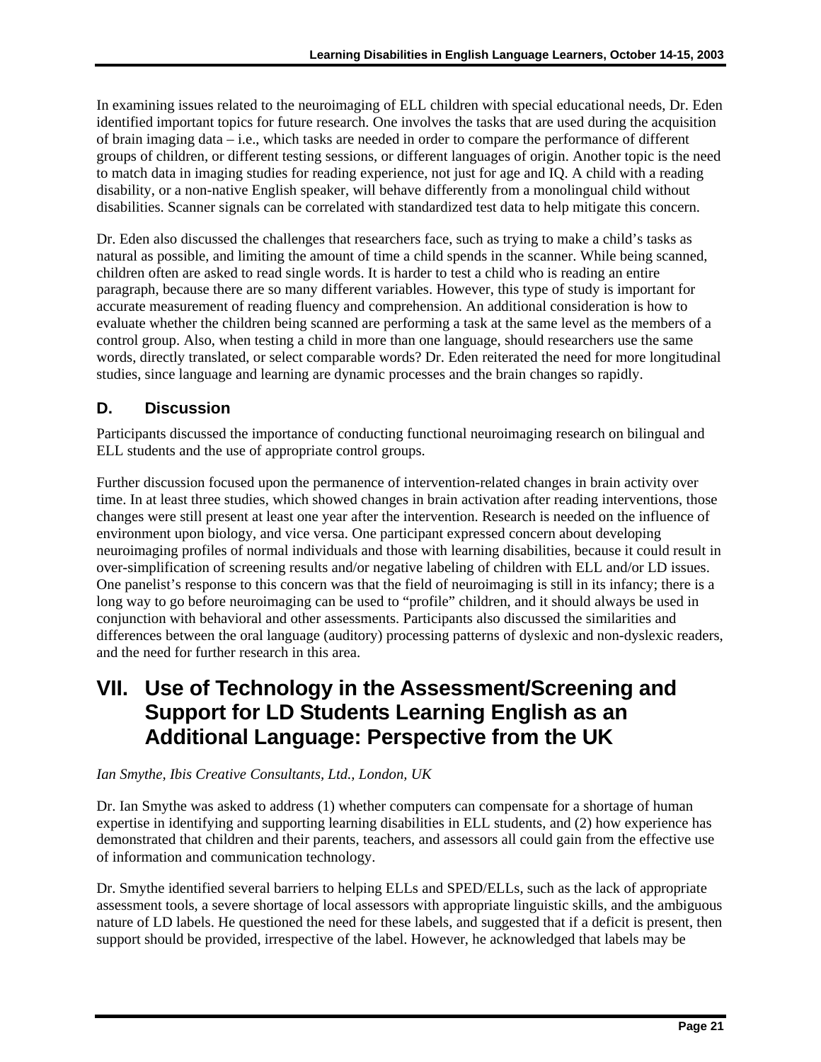In examining issues related to the neuroimaging of ELL children with special educational needs, Dr. Eden identified important topics for future research. One involves the tasks that are used during the acquisition of brain imaging data – i.e., which tasks are needed in order to compare the performance of different groups of children, or different testing sessions, or different languages of origin. Another topic is the need to match data in imaging studies for reading experience, not just for age and IQ. A child with a reading disability, or a non-native English speaker, will behave differently from a monolingual child without disabilities. Scanner signals can be correlated with standardized test data to help mitigate this concern.

Dr. Eden also discussed the challenges that researchers face, such as trying to make a child's tasks as natural as possible, and limiting the amount of time a child spends in the scanner. While being scanned, children often are asked to read single words. It is harder to test a child who is reading an entire paragraph, because there are so many different variables. However, this type of study is important for accurate measurement of reading fluency and comprehension. An additional consideration is how to evaluate whether the children being scanned are performing a task at the same level as the members of a control group. Also, when testing a child in more than one language, should researchers use the same words, directly translated, or select comparable words? Dr. Eden reiterated the need for more longitudinal studies, since language and learning are dynamic processes and the brain changes so rapidly.

### D. Discussion

Participants discussed the importance of conducting functional neuroimaging research on bilingual and ELL students and the use of appropriate control groups.

Further discussion focused upon the permanence of intervention-related changes in brain activity over time. In at least three studies, which showed changes in brain activation after reading interventions, those changes were still present at least one year after the intervention. Research is needed on the influence of environment upon biology, and vice versa. One participant expressed concern about developing neuroimaging profiles of normal individuals and those with learning disabilities, because it could result in over-simplification of screening results and/or negative labeling of children with ELL and/or LD issues. One panelist's response to this concern was that the field of neuroimaging is still in its infancy; there is a long way to go before neuroimaging can be used to "profile" children, and it should always be used in conjunction with behavioral and other assessments. Participants also discussed the similarities and differences between the oral language (auditory) processing patterns of dyslexic and non-dyslexic readers, and the need for further research in this area.

## VII. Use of Technology in the Assessment/Screening and Support for LD Students Learning English as an Additional Language: Perspective from the UK

*Ian Smythe, Ibis Creative Consultants, Ltd., London, UK*

Dr. Ian Smythe was asked to address (1) whether computers can compensate for a shortage of human expertise in identifying and supporting learning disabilities in ELL students, and (2) how experience has demonstrated that children and their parents, teachers, and assessors all could gain from the effective use of information and communication technology.

Dr. Smythe identified several barriers to helping ELLs and SPED/ELLs, such as the lack of appropriate assessment tools, a severe shortage of local assessors with appropriate linguistic skills, and the ambiguous nature of LD labels. He questioned the need for these labels, and suggested that if a deficit is present, then support should be provided, irrespective of the label. However, he acknowledged that labels may be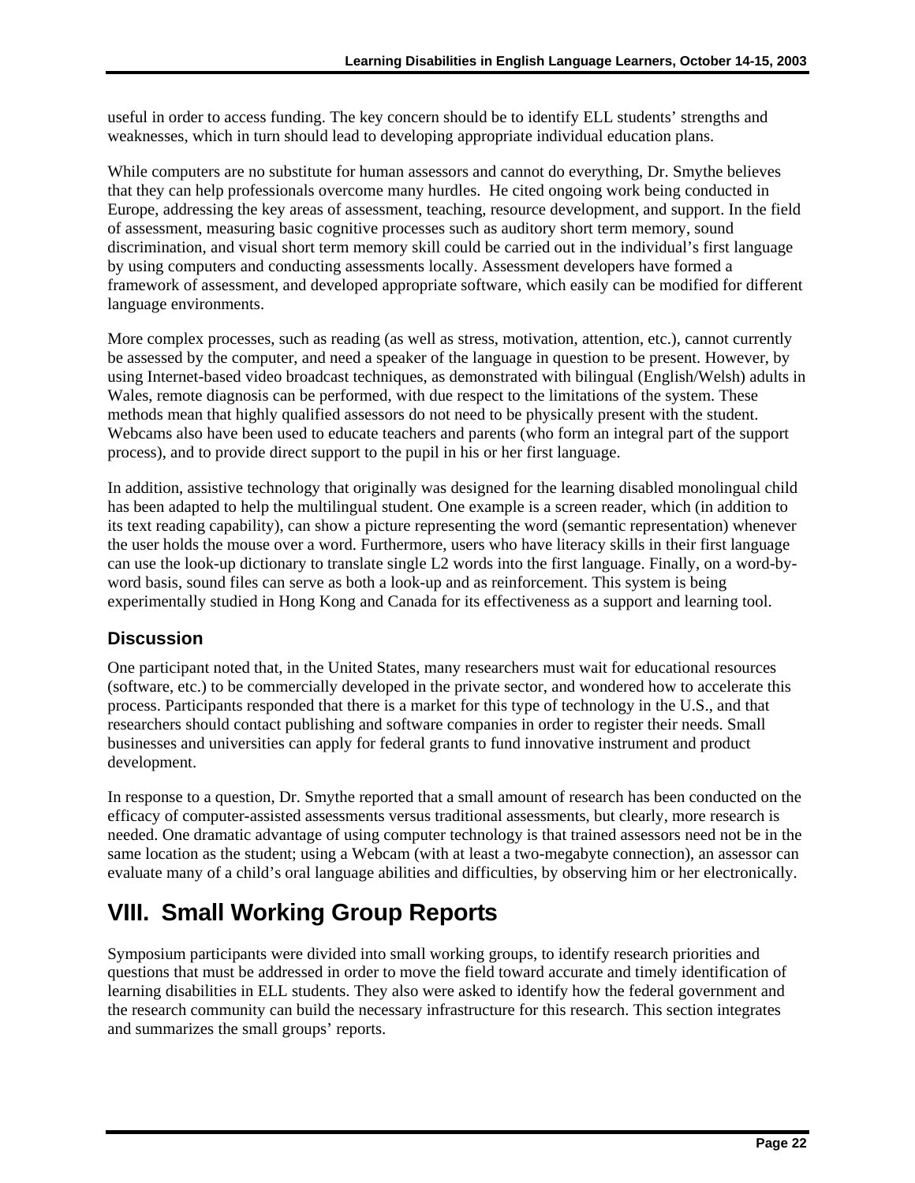useful in order to access funding. The key concern should be to identify ELL students' strengths and weaknesses, which in turn should lead to developing appropriate individual education plans.

While computers are no substitute for human assessors and cannot do everything, Dr. Smythe believes that they can help professionals overcome many hurdles. He cited ongoing work being conducted in Europe, addressing the key areas of assessment, teaching, resource development, and support. In the field of assessment, measuring basic cognitive processes such as auditory short term memory, sound discrimination, and visual short term memory skill could be carried out in the individual's first language by using computers and conducting assessments locally. Assessment developers have formed a framework of assessment, and developed appropriate software, which easily can be modified for different language environments.

More complex processes, such as reading (as well as stress, motivation, attention, etc.), cannot currently be assessed by the computer, and need a speaker of the language in question to be present. However, by using Internet-based video broadcast techniques, as demonstrated with bilingual (English/Welsh) adults in Wales, remote diagnosis can be performed, with due respect to the limitations of the system. These methods mean that highly qualified assessors do not need to be physically present with the student. Webcams also have been used to educate teachers and parents (who form an integral part of the support process), and to provide direct support to the pupil in his or her first language.

In addition, assistive technology that originally was designed for the learning disabled monolingual child has been adapted to help the multilingual student. One example is a screen reader, which (in addition to its text reading capability), can show a picture representing the word (semantic representation) whenever the user holds the mouse over a word. Furthermore, users who have literacy skills in their first language can use the look-up dictionary to translate single L2 words into the first language. Finally, on a word-by-word basis, sound files can serve as both a look-up and as reinforcement. This system is being experimentally studied in Hong Kong and Canada for its effectiveness as a support and learning tool.

### Discussion

One participant noted that, in the United States, many researchers must wait for educational resources (software, etc.) to be commercially developed in the private sector, and wondered how to accelerate this process. Participants responded that there is a market for this type of technology in the U.S., and that researchers should contact publishing and software companies in order to register their needs. Small businesses and universities can apply for federal grants to fund innovative instrument and product development.

In response to a question, Dr. Smythe reported that a small amount of research has been conducted on the efficacy of computer-assisted assessments versus traditional assessments, but clearly, more research is needed. One dramatic advantage of using computer technology is that trained assessors need not be in the same location as the student; using a Webcam (with at least a two-megabyte connection), an assessor can evaluate many of a child's oral language abilities and difficulties, by observing him or her electronically.

# VIII. Small Working Group Reports

Symposium participants were divided into small working groups, to identify research priorities and questions that must be addressed in order to move the field toward accurate and timely identification of learning disabilities in ELL students. They also were asked to identify how the federal government and the research community can build the necessary infrastructure for this research. This section integrates and summarizes the small groups' reports.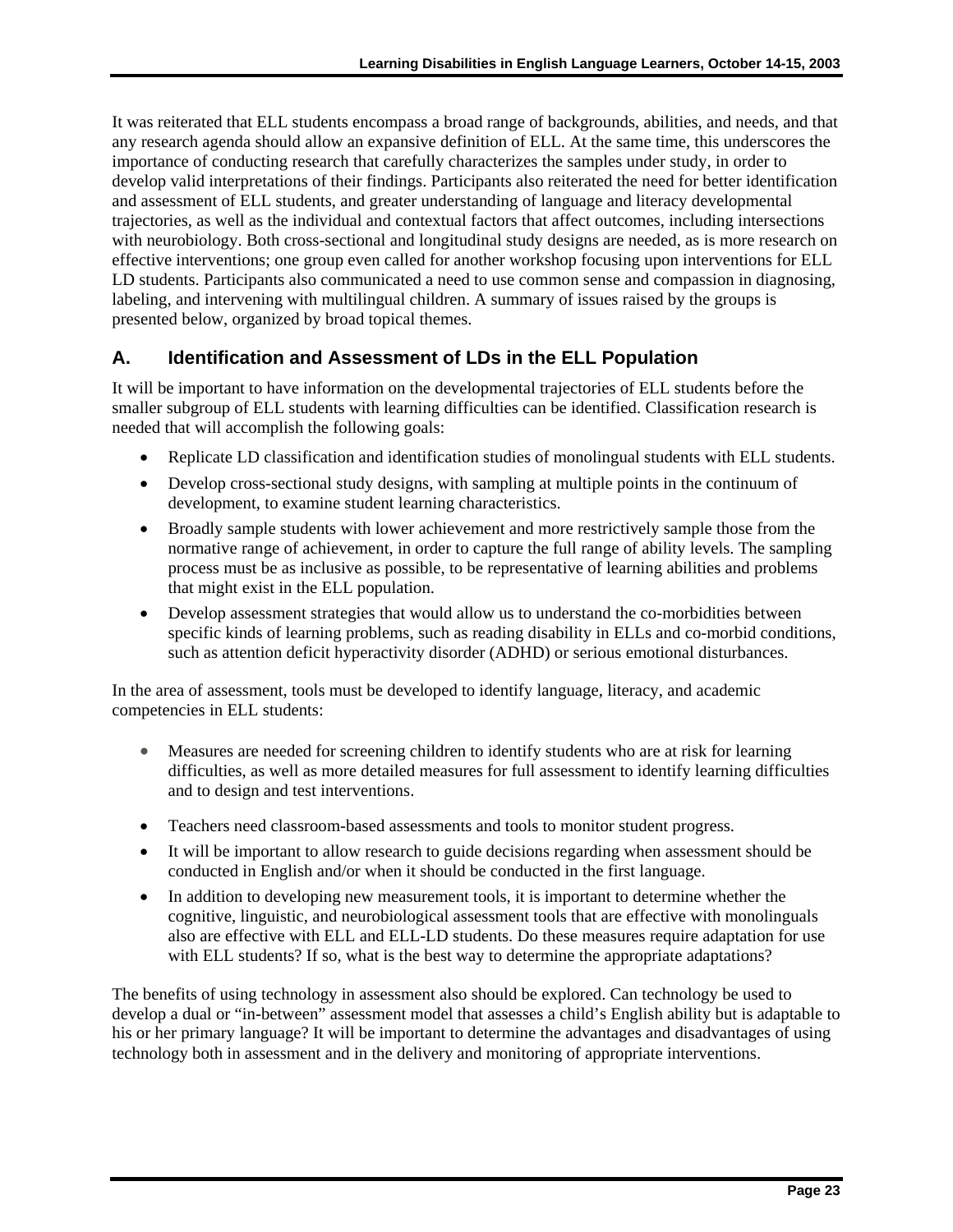It was reiterated that ELL students encompass a broad range of backgrounds, abilities, and needs, and that any research agenda should allow an expansive definition of ELL. At the same time, this underscores the importance of conducting research that carefully characterizes the samples under study, in order to develop valid interpretations of their findings. Participants also reiterated the need for better identification and assessment of ELL students, and greater understanding of language and literacy developmental trajectories, as well as the individual and contextual factors that affect outcomes, including intersections with neurobiology. Both cross-sectional and longitudinal study designs are needed, as is more research on effective interventions; one group even called for another workshop focusing upon interventions for ELL LD students. Participants also communicated a need to use common sense and compassion in diagnosing, labeling, and intervening with multilingual children. A summary of issues raised by the groups is presented below, organized by broad topical themes.

## A. Identification and Assessment of LDs in the ELL Population

It will be important to have information on the developmental trajectories of ELL students before the smaller subgroup of ELL students with learning difficulties can be identified. Classification research is needed that will accomplish the following goals:

- Replicate LD classification and identification studies of monolingual students with ELL students.
- Develop cross-sectional study designs, with sampling at multiple points in the continuum of development, to examine student learning characteristics.
- Broadly sample students with lower achievement and more restrictively sample those from the normative range of achievement, in order to capture the full range of ability levels. The sampling process must be as inclusive as possible, to be representative of learning abilities and problems that might exist in the ELL population.
- Develop assessment strategies that would allow us to understand the co-morbidities between specific kinds of learning problems, such as reading disability in ELLs and co-morbid conditions, such as attention deficit hyperactivity disorder (ADHD) or serious emotional disturbances.

In the area of assessment, tools must be developed to identify language, literacy, and academic competencies in ELL students:

- Measures are needed for screening children to identify students who are at risk for learning difficulties, as well as more detailed measures for full assessment to identify learning difficulties and to design and test interventions.
- Teachers need classroom-based assessments and tools to monitor student progress.
- It will be important to allow research to guide decisions regarding when assessment should be conducted in English and/or when it should be conducted in the first language.
- In addition to developing new measurement tools, it is important to determine whether the cognitive, linguistic, and neurobiological assessment tools that are effective with monolinguals also are effective with ELL and ELL-LD students. Do these measures require adaptation for use with ELL students? If so, what is the best way to determine the appropriate adaptations?

The benefits of using technology in assessment also should be explored. Can technology be used to develop a dual or "in-between" assessment model that assesses a child's English ability but is adaptable to his or her primary language? It will be important to determine the advantages and disadvantages of using technology both in assessment and in the delivery and monitoring of appropriate interventions.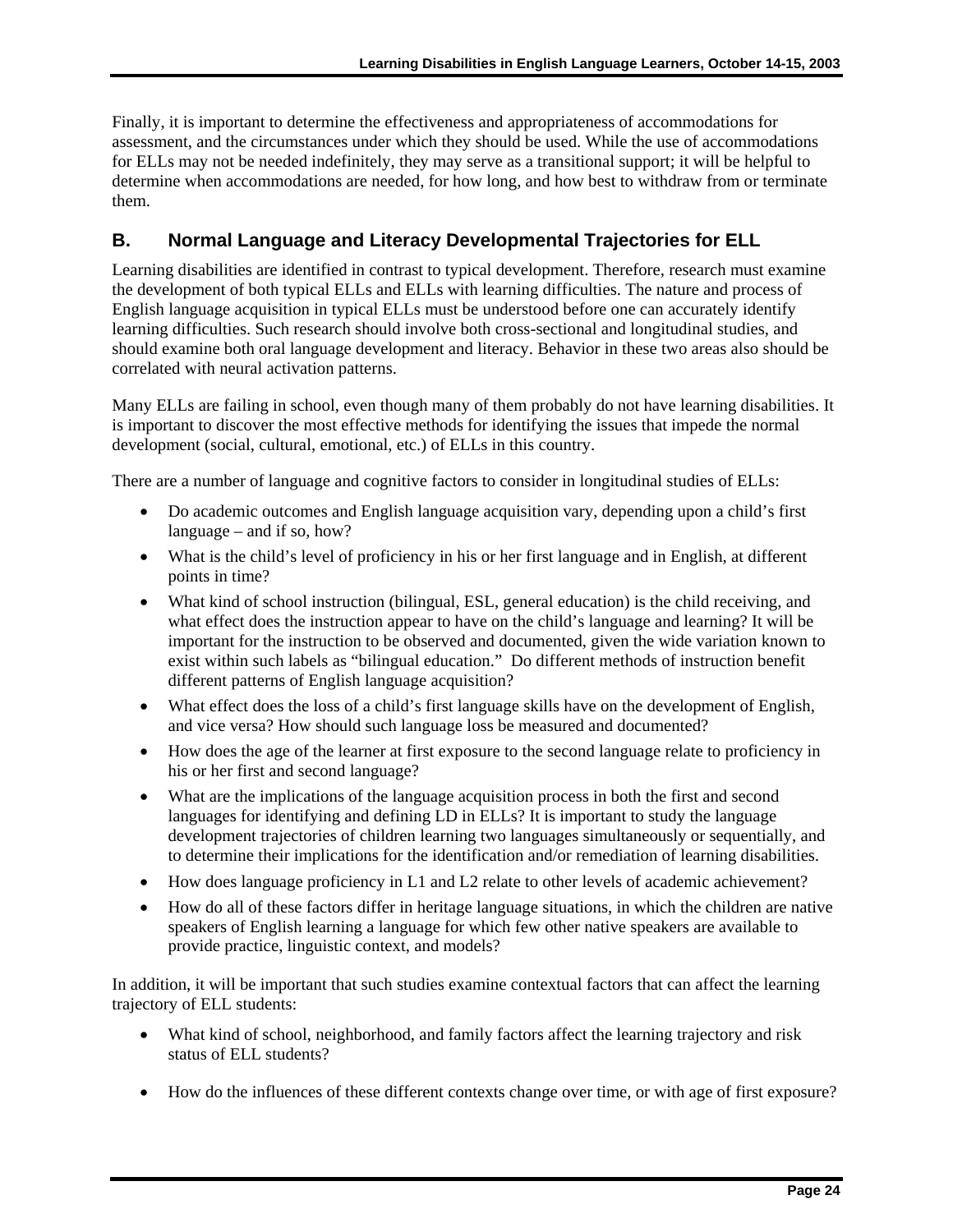Finally, it is important to determine the effectiveness and appropriateness of accommodations for assessment, and the circumstances under which they should be used. While the use of accommodations for ELLs may not be needed indefinitely, they may serve as a transitional support; it will be helpful to determine when accommodations are needed, for how long, and how best to withdraw from or terminate them.

## B. Normal Language and Literacy Developmental Trajectories for ELL

Learning disabilities are identified in contrast to typical development. Therefore, research must examine the development of both typical ELLs and ELLs with learning difficulties. The nature and process of English language acquisition in typical ELLs must be understood before one can accurately identify learning difficulties. Such research should involve both cross-sectional and longitudinal studies, and should examine both oral language development and literacy. Behavior in these two areas also should be correlated with neural activation patterns.

Many ELLs are failing in school, even though many of them probably do not have learning disabilities. It is important to discover the most effective methods for identifying the issues that impede the normal development (social, cultural, emotional, etc.) of ELLs in this country.

There are a number of language and cognitive factors to consider in longitudinal studies of ELLs:

- Do academic outcomes and English language acquisition vary, depending upon a child's first language – and if so, how?
- What is the child's level of proficiency in his or her first language and in English, at different points in time?
- What kind of school instruction (bilingual, ESL, general education) is the child receiving, and what effect does the instruction appear to have on the child's language and learning? It will be important for the instruction to be observed and documented, given the wide variation known to exist within such labels as "bilingual education." Do different methods of instruction benefit different patterns of English language acquisition?
- What effect does the loss of a child's first language skills have on the development of English, and vice versa? How should such language loss be measured and documented?
- How does the age of the learner at first exposure to the second language relate to proficiency in his or her first and second language?
- What are the implications of the language acquisition process in both the first and second languages for identifying and defining LD in ELLs? It is important to study the language development trajectories of children learning two languages simultaneously or sequentially, and to determine their implications for the identification and/or remediation of learning disabilities.
- How does language proficiency in L1 and L2 relate to other levels of academic achievement?
- How do all of these factors differ in heritage language situations, in which the children are native speakers of English learning a language for which few other native speakers are available to provide practice, linguistic context, and models?

In addition, it will be important that such studies examine contextual factors that can affect the learning trajectory of ELL students:

- What kind of school, neighborhood, and family factors affect the learning trajectory and risk status of ELL students?
- How do the influences of these different contexts change over time, or with age of first exposure?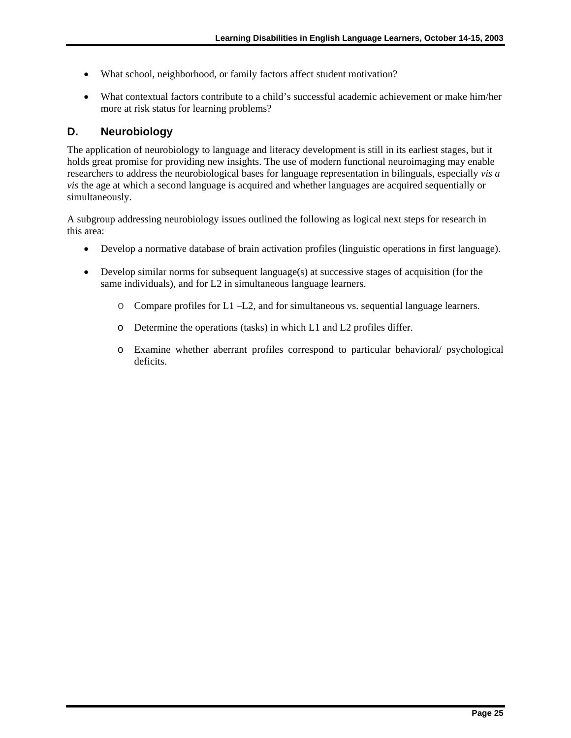- What school, neighborhood, or family factors affect student motivation?
- What contextual factors contribute to a child's successful academic achievement or make him/her more at risk status for learning problems?

## D. Neurobiology

The application of neurobiology to language and literacy development is still in its earliest stages, but it holds great promise for providing new insights. The use of modern functional neuroimaging may enable researchers to address the neurobiological bases for language representation in bilinguals, especially *vis a vis* the age at which a second language is acquired and whether languages are acquired sequentially or simultaneously.

A subgroup addressing neurobiology issues outlined the following as logical next steps for research in this area:

- Develop a normative database of brain activation profiles (linguistic operations in first language).
- Develop similar norms for subsequent language(s) at successive stages of acquisition (for the same individuals), and for L2 in simultaneous language learners.
    - Compare profiles for L1 –L2, and for simultaneous vs. sequential language learners.
    - Determine the operations (tasks) in which L1 and L2 profiles differ.
    - Examine whether aberrant profiles correspond to particular behavioral/ psychological deficits.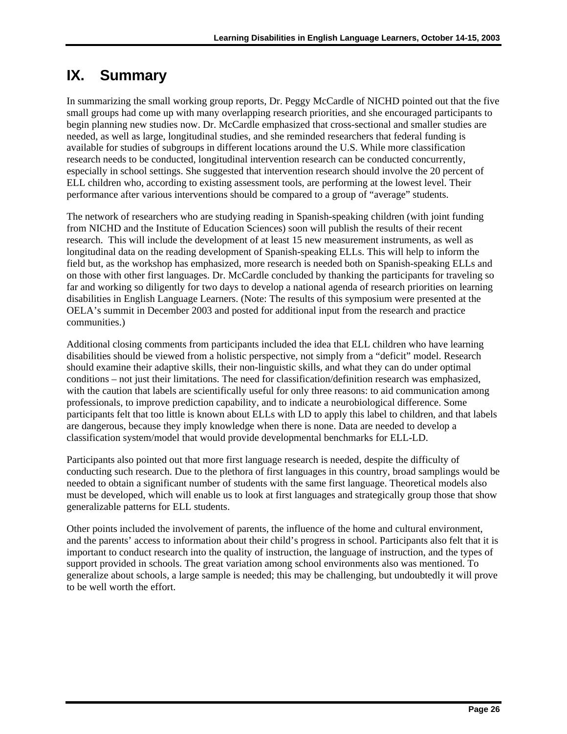# IX. Summary

In summarizing the small working group reports, Dr. Peggy McCardle of NICHD pointed out that the five small groups had come up with many overlapping research priorities, and she encouraged participants to begin planning new studies now. Dr. McCardle emphasized that cross-sectional and smaller studies are needed, as well as large, longitudinal studies, and she reminded researchers that federal funding is available for studies of subgroups in different locations around the U.S. While more classification research needs to be conducted, longitudinal intervention research can be conducted concurrently, especially in school settings. She suggested that intervention research should involve the 20 percent of ELL children who, according to existing assessment tools, are performing at the lowest level. Their performance after various interventions should be compared to a group of "average" students.

The network of researchers who are studying reading in Spanish-speaking children (with joint funding from NICHD and the Institute of Education Sciences) soon will publish the results of their recent research. This will include the development of at least 15 new measurement instruments, as well as longitudinal data on the reading development of Spanish-speaking ELLs. This will help to inform the field but, as the workshop has emphasized, more research is needed both on Spanish-speaking ELLs and on those with other first languages. Dr. McCardle concluded by thanking the participants for traveling so far and working so diligently for two days to develop a national agenda of research priorities on learning disabilities in English Language Learners. (Note: The results of this symposium were presented at the OELA's summit in December 2003 and posted for additional input from the research and practice communities.)

Additional closing comments from participants included the idea that ELL children who have learning disabilities should be viewed from a holistic perspective, not simply from a "deficit" model. Research should examine their adaptive skills, their non-linguistic skills, and what they can do under optimal conditions – not just their limitations. The need for classification/definition research was emphasized, with the caution that labels are scientifically useful for only three reasons: to aid communication among professionals, to improve prediction capability, and to indicate a neurobiological difference. Some participants felt that too little is known about ELLs with LD to apply this label to children, and that labels are dangerous, because they imply knowledge when there is none. Data are needed to develop a classification system/model that would provide developmental benchmarks for ELL-LD.

Participants also pointed out that more first language research is needed, despite the difficulty of conducting such research. Due to the plethora of first languages in this country, broad samplings would be needed to obtain a significant number of students with the same first language. Theoretical models also must be developed, which will enable us to look at first languages and strategically group those that show generalizable patterns for ELL students.

Other points included the involvement of parents, the influence of the home and cultural environment, and the parents' access to information about their child's progress in school. Participants also felt that it is important to conduct research into the quality of instruction, the language of instruction, and the types of support provided in schools. The great variation among school environments also was mentioned. To generalize about schools, a large sample is needed; this may be challenging, but undoubtedly it will prove to be well worth the effort.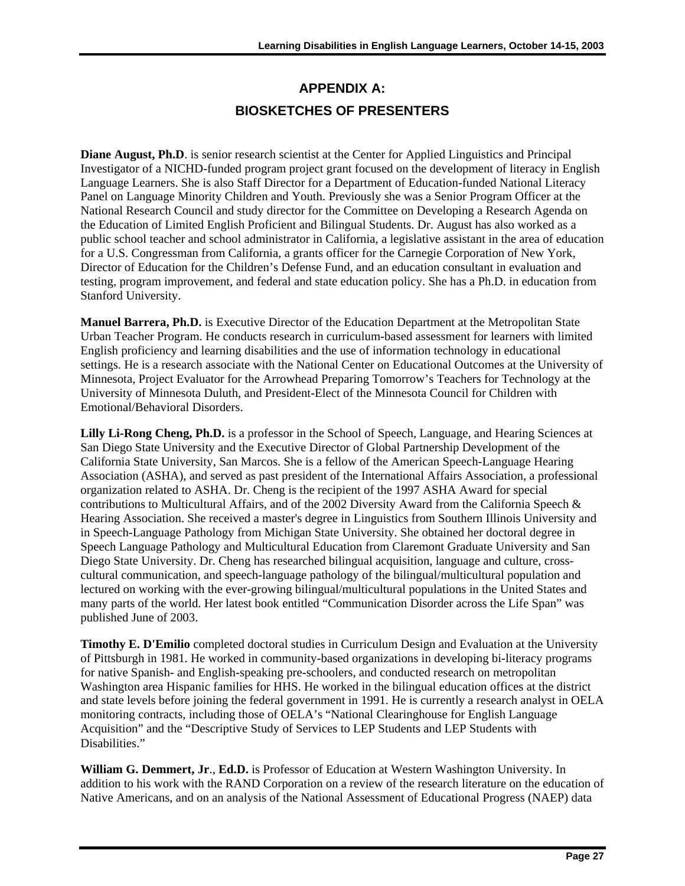# APPENDIX A:
# BIOSKETCHES OF PRESENTERS

**Diane August, Ph.D**. is senior research scientist at the Center for Applied Linguistics and Principal Investigator of a NICHD-funded program project grant focused on the development of literacy in English Language Learners. She is also Staff Director for a Department of Education-funded National Literacy Panel on Language Minority Children and Youth. Previously she was a Senior Program Officer at the National Research Council and study director for the Committee on Developing a Research Agenda on the Education of Limited English Proficient and Bilingual Students. Dr. August has also worked as a public school teacher and school administrator in California, a legislative assistant in the area of education for a U.S. Congressman from California, a grants officer for the Carnegie Corporation of New York, Director of Education for the Children's Defense Fund, and an education consultant in evaluation and testing, program improvement, and federal and state education policy. She has a Ph.D. in education from Stanford University.

**Manuel Barrera, Ph.D.** is Executive Director of the Education Department at the Metropolitan State Urban Teacher Program. He conducts research in curriculum-based assessment for learners with limited English proficiency and learning disabilities and the use of information technology in educational settings. He is a research associate with the National Center on Educational Outcomes at the University of Minnesota, Project Evaluator for the Arrowhead Preparing Tomorrow's Teachers for Technology at the University of Minnesota Duluth, and President-Elect of the Minnesota Council for Children with Emotional/Behavioral Disorders.

**Lilly Li-Rong Cheng, Ph.D.** is a professor in the School of Speech, Language, and Hearing Sciences at San Diego State University and the Executive Director of Global Partnership Development of the California State University, San Marcos. She is a fellow of the American Speech-Language Hearing Association (ASHA), and served as past president of the International Affairs Association, a professional organization related to ASHA. Dr. Cheng is the recipient of the 1997 ASHA Award for special contributions to Multicultural Affairs, and of the 2002 Diversity Award from the California Speech & Hearing Association. She received a master's degree in Linguistics from Southern Illinois University and in Speech-Language Pathology from Michigan State University. She obtained her doctoral degree in Speech Language Pathology and Multicultural Education from Claremont Graduate University and San Diego State University. Dr. Cheng has researched bilingual acquisition, language and culture, cross-cultural communication, and speech-language pathology of the bilingual/multicultural population and lectured on working with the ever-growing bilingual/multicultural populations in the United States and many parts of the world. Her latest book entitled "Communication Disorder across the Life Span" was published June of 2003.

**Timothy E. D'Emilio** completed doctoral studies in Curriculum Design and Evaluation at the University of Pittsburgh in 1981. He worked in community-based organizations in developing bi-literacy programs for native Spanish- and English-speaking pre-schoolers, and conducted research on metropolitan Washington area Hispanic families for HHS. He worked in the bilingual education offices at the district and state levels before joining the federal government in 1991. He is currently a research analyst in OELA monitoring contracts, including those of OELA's "National Clearinghouse for English Language Acquisition" and the "Descriptive Study of Services to LEP Students and LEP Students with Disabilities."

**William G. Demmert, Jr**., **Ed.D.** is Professor of Education at Western Washington University. In addition to his work with the RAND Corporation on a review of the research literature on the education of Native Americans, and on an analysis of the National Assessment of Educational Progress (NAEP) data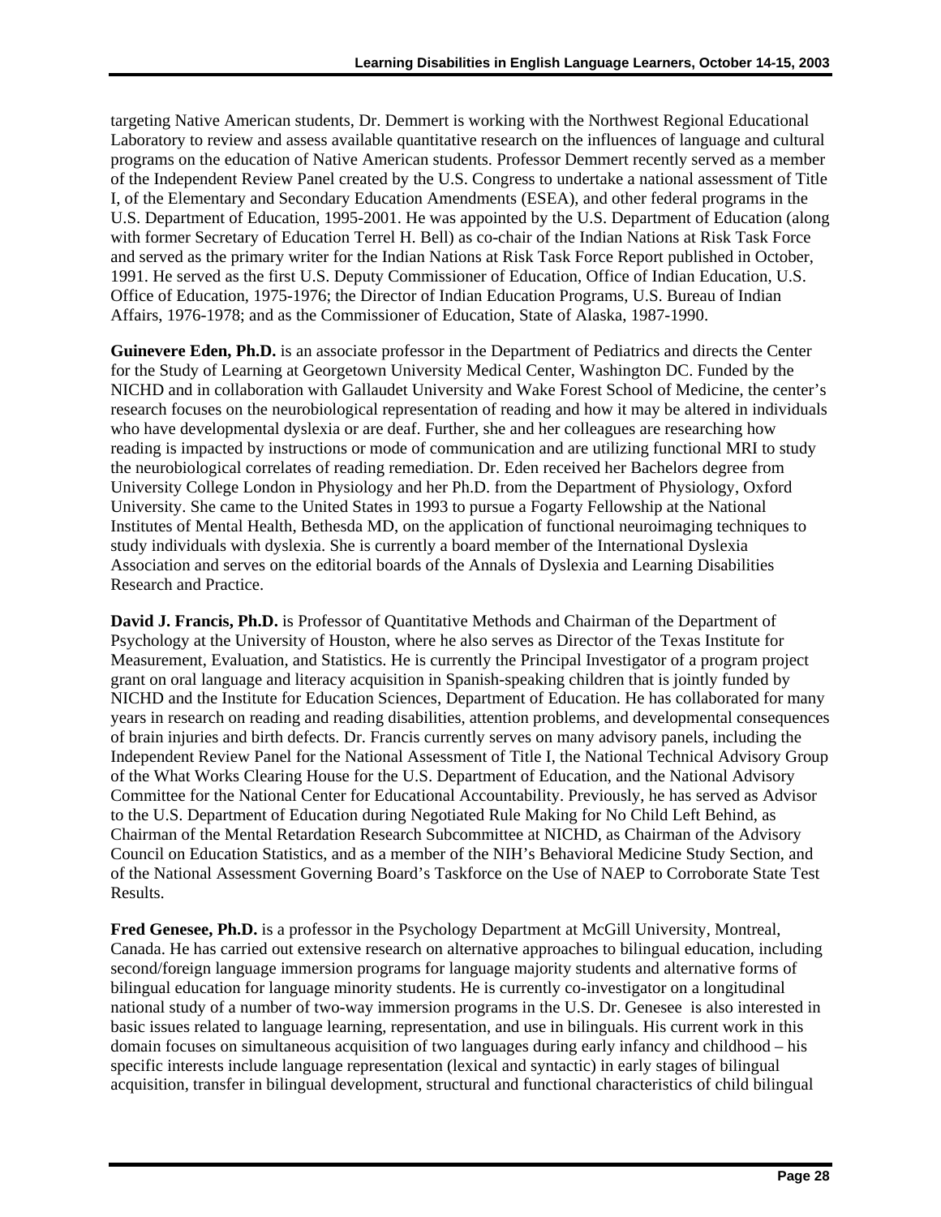targeting Native American students, Dr. Demmert is working with the Northwest Regional Educational Laboratory to review and assess available quantitative research on the influences of language and cultural programs on the education of Native American students. Professor Demmert recently served as a member of the Independent Review Panel created by the U.S. Congress to undertake a national assessment of Title I, of the Elementary and Secondary Education Amendments (ESEA), and other federal programs in the U.S. Department of Education, 1995-2001. He was appointed by the U.S. Department of Education (along with former Secretary of Education Terrel H. Bell) as co-chair of the Indian Nations at Risk Task Force and served as the primary writer for the Indian Nations at Risk Task Force Report published in October, 1991. He served as the first U.S. Deputy Commissioner of Education, Office of Indian Education, U.S. Office of Education, 1975-1976; the Director of Indian Education Programs, U.S. Bureau of Indian Affairs, 1976-1978; and as the Commissioner of Education, State of Alaska, 1987-1990.

**Guinevere Eden, Ph.D.** is an associate professor in the Department of Pediatrics and directs the Center for the Study of Learning at Georgetown University Medical Center, Washington DC. Funded by the NICHD and in collaboration with Gallaudet University and Wake Forest School of Medicine, the center's research focuses on the neurobiological representation of reading and how it may be altered in individuals who have developmental dyslexia or are deaf. Further, she and her colleagues are researching how reading is impacted by instructions or mode of communication and are utilizing functional MRI to study the neurobiological correlates of reading remediation. Dr. Eden received her Bachelors degree from University College London in Physiology and her Ph.D. from the Department of Physiology, Oxford University. She came to the United States in 1993 to pursue a Fogarty Fellowship at the National Institutes of Mental Health, Bethesda MD, on the application of functional neuroimaging techniques to study individuals with dyslexia. She is currently a board member of the International Dyslexia Association and serves on the editorial boards of the Annals of Dyslexia and Learning Disabilities Research and Practice.

**David J. Francis, Ph.D.** is Professor of Quantitative Methods and Chairman of the Department of Psychology at the University of Houston, where he also serves as Director of the Texas Institute for Measurement, Evaluation, and Statistics. He is currently the Principal Investigator of a program project grant on oral language and literacy acquisition in Spanish-speaking children that is jointly funded by NICHD and the Institute for Education Sciences, Department of Education. He has collaborated for many years in research on reading and reading disabilities, attention problems, and developmental consequences of brain injuries and birth defects. Dr. Francis currently serves on many advisory panels, including the Independent Review Panel for the National Assessment of Title I, the National Technical Advisory Group of the What Works Clearing House for the U.S. Department of Education, and the National Advisory Committee for the National Center for Educational Accountability. Previously, he has served as Advisor to the U.S. Department of Education during Negotiated Rule Making for No Child Left Behind, as Chairman of the Mental Retardation Research Subcommittee at NICHD, as Chairman of the Advisory Council on Education Statistics, and as a member of the NIH's Behavioral Medicine Study Section, and of the National Assessment Governing Board's Taskforce on the Use of NAEP to Corroborate State Test Results.

**Fred Genesee, Ph.D.** is a professor in the Psychology Department at McGill University, Montreal, Canada. He has carried out extensive research on alternative approaches to bilingual education, including second/foreign language immersion programs for language majority students and alternative forms of bilingual education for language minority students. He is currently co-investigator on a longitudinal national study of a number of two-way immersion programs in the U.S. Dr. Genesee is also interested in basic issues related to language learning, representation, and use in bilinguals. His current work in this domain focuses on simultaneous acquisition of two languages during early infancy and childhood – his specific interests include language representation (lexical and syntactic) in early stages of bilingual acquisition, transfer in bilingual development, structural and functional characteristics of child bilingual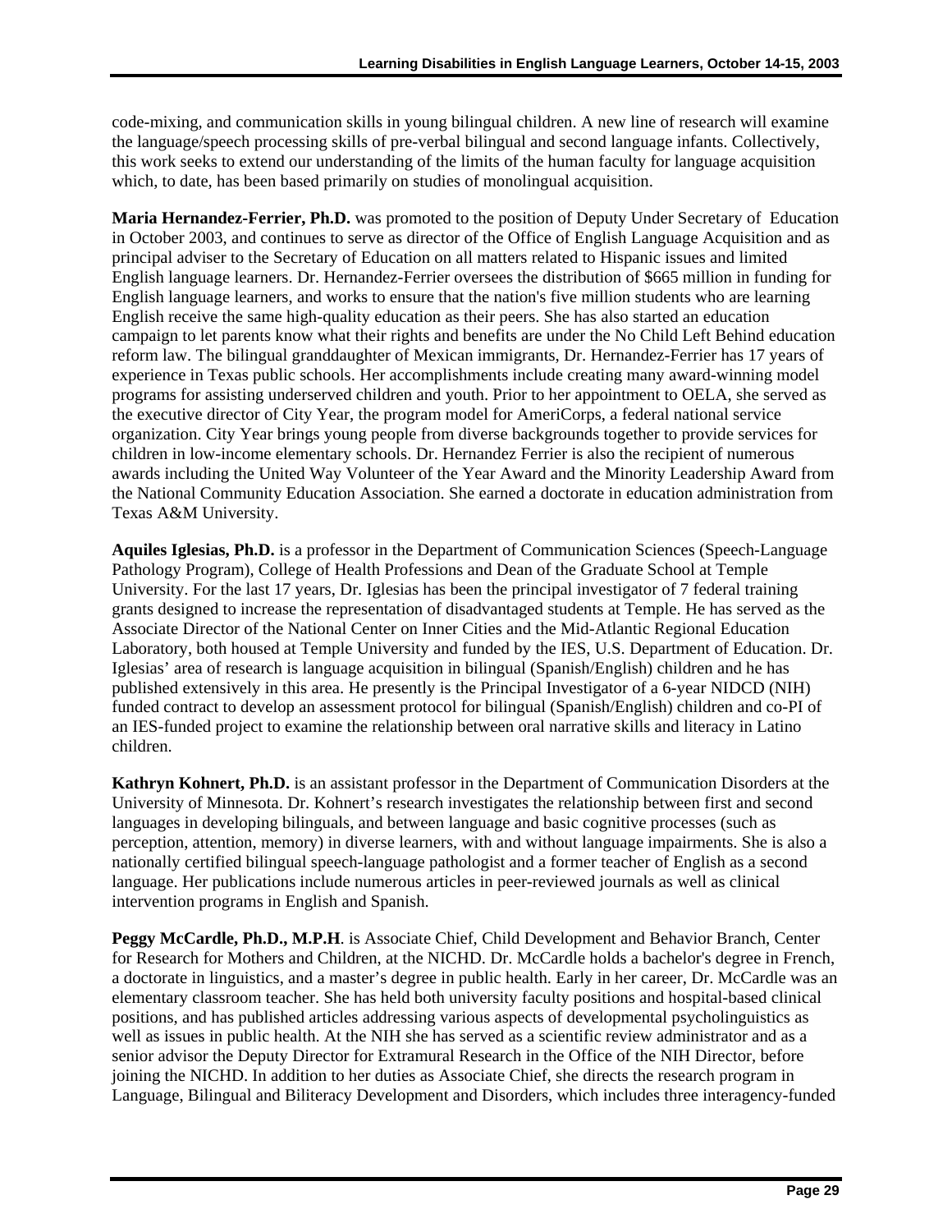code-mixing, and communication skills in young bilingual children. A new line of research will examine the language/speech processing skills of pre-verbal bilingual and second language infants. Collectively, this work seeks to extend our understanding of the limits of the human faculty for language acquisition which, to date, has been based primarily on studies of monolingual acquisition.

**Maria Hernandez-Ferrier, Ph.D.** was promoted to the position of Deputy Under Secretary of Education in October 2003, and continues to serve as director of the Office of English Language Acquisition and as principal adviser to the Secretary of Education on all matters related to Hispanic issues and limited English language learners. Dr. Hernandez-Ferrier oversees the distribution of $665 million in funding for English language learners, and works to ensure that the nation's five million students who are learning English receive the same high-quality education as their peers. She has also started an education campaign to let parents know what their rights and benefits are under the No Child Left Behind education reform law. The bilingual granddaughter of Mexican immigrants, Dr. Hernandez-Ferrier has 17 years of experience in Texas public schools. Her accomplishments include creating many award-winning model programs for assisting underserved children and youth. Prior to her appointment to OELA, she served as the executive director of City Year, the program model for AmeriCorps, a federal national service organization. City Year brings young people from diverse backgrounds together to provide services for children in low-income elementary schools. Dr. Hernandez Ferrier is also the recipient of numerous awards including the United Way Volunteer of the Year Award and the Minority Leadership Award from the National Community Education Association. She earned a doctorate in education administration from Texas A&M University.

**Aquiles Iglesias, Ph.D.** is a professor in the Department of Communication Sciences (Speech-Language Pathology Program), College of Health Professions and Dean of the Graduate School at Temple University. For the last 17 years, Dr. Iglesias has been the principal investigator of 7 federal training grants designed to increase the representation of disadvantaged students at Temple. He has served as the Associate Director of the National Center on Inner Cities and the Mid-Atlantic Regional Education Laboratory, both housed at Temple University and funded by the IES, U.S. Department of Education. Dr. Iglesias' area of research is language acquisition in bilingual (Spanish/English) children and he has published extensively in this area. He presently is the Principal Investigator of a 6-year NIDCD (NIH) funded contract to develop an assessment protocol for bilingual (Spanish/English) children and co-PI of an IES-funded project to examine the relationship between oral narrative skills and literacy in Latino children.

**Kathryn Kohnert, Ph.D.** is an assistant professor in the Department of Communication Disorders at the University of Minnesota. Dr. Kohnert's research investigates the relationship between first and second languages in developing bilinguals, and between language and basic cognitive processes (such as perception, attention, memory) in diverse learners, with and without language impairments. She is also a nationally certified bilingual speech-language pathologist and a former teacher of English as a second language. Her publications include numerous articles in peer-reviewed journals as well as clinical intervention programs in English and Spanish.

**Peggy McCardle, Ph.D., M.P.H**. is Associate Chief, Child Development and Behavior Branch, Center for Research for Mothers and Children, at the NICHD. Dr. McCardle holds a bachelor's degree in French, a doctorate in linguistics, and a master's degree in public health. Early in her career, Dr. McCardle was an elementary classroom teacher. She has held both university faculty positions and hospital-based clinical positions, and has published articles addressing various aspects of developmental psycholinguistics as well as issues in public health. At the NIH she has served as a scientific review administrator and as a senior advisor the Deputy Director for Extramural Research in the Office of the NIH Director, before joining the NICHD. In addition to her duties as Associate Chief, she directs the research program in Language, Bilingual and Biliteracy Development and Disorders, which includes three interagency-funded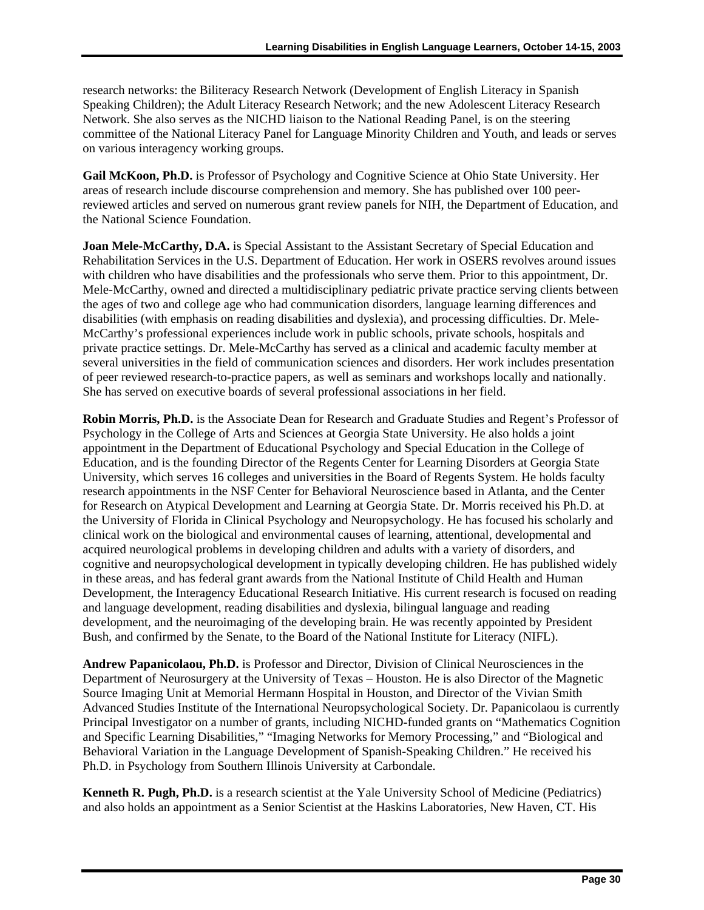research networks: the Biliteracy Research Network (Development of English Literacy in Spanish Speaking Children); the Adult Literacy Research Network; and the new Adolescent Literacy Research Network. She also serves as the NICHD liaison to the National Reading Panel, is on the steering committee of the National Literacy Panel for Language Minority Children and Youth, and leads or serves on various interagency working groups.

**Gail McKoon, Ph.D.** is Professor of Psychology and Cognitive Science at Ohio State University. Her areas of research include discourse comprehension and memory. She has published over 100 peer-reviewed articles and served on numerous grant review panels for NIH, the Department of Education, and the National Science Foundation.

**Joan Mele-McCarthy, D.A.** is Special Assistant to the Assistant Secretary of Special Education and Rehabilitation Services in the U.S. Department of Education. Her work in OSERS revolves around issues with children who have disabilities and the professionals who serve them. Prior to this appointment, Dr. Mele-McCarthy, owned and directed a multidisciplinary pediatric private practice serving clients between the ages of two and college age who had communication disorders, language learning differences and disabilities (with emphasis on reading disabilities and dyslexia), and processing difficulties. Dr. Mele-McCarthy's professional experiences include work in public schools, private schools, hospitals and private practice settings. Dr. Mele-McCarthy has served as a clinical and academic faculty member at several universities in the field of communication sciences and disorders. Her work includes presentation of peer reviewed research-to-practice papers, as well as seminars and workshops locally and nationally. She has served on executive boards of several professional associations in her field.

**Robin Morris, Ph.D.** is the Associate Dean for Research and Graduate Studies and Regent's Professor of Psychology in the College of Arts and Sciences at Georgia State University. He also holds a joint appointment in the Department of Educational Psychology and Special Education in the College of Education, and is the founding Director of the Regents Center for Learning Disorders at Georgia State University, which serves 16 colleges and universities in the Board of Regents System. He holds faculty research appointments in the NSF Center for Behavioral Neuroscience based in Atlanta, and the Center for Research on Atypical Development and Learning at Georgia State. Dr. Morris received his Ph.D. at the University of Florida in Clinical Psychology and Neuropsychology. He has focused his scholarly and clinical work on the biological and environmental causes of learning, attentional, developmental and acquired neurological problems in developing children and adults with a variety of disorders, and cognitive and neuropsychological development in typically developing children. He has published widely in these areas, and has federal grant awards from the National Institute of Child Health and Human Development, the Interagency Educational Research Initiative. His current research is focused on reading and language development, reading disabilities and dyslexia, bilingual language and reading development, and the neuroimaging of the developing brain. He was recently appointed by President Bush, and confirmed by the Senate, to the Board of the National Institute for Literacy (NIFL).

**Andrew Papanicolaou, Ph.D.** is Professor and Director, Division of Clinical Neurosciences in the Department of Neurosurgery at the University of Texas – Houston. He is also Director of the Magnetic Source Imaging Unit at Memorial Hermann Hospital in Houston, and Director of the Vivian Smith Advanced Studies Institute of the International Neuropsychological Society. Dr. Papanicolaou is currently Principal Investigator on a number of grants, including NICHD-funded grants on "Mathematics Cognition and Specific Learning Disabilities," "Imaging Networks for Memory Processing," and "Biological and Behavioral Variation in the Language Development of Spanish-Speaking Children." He received his Ph.D. in Psychology from Southern Illinois University at Carbondale.

**Kenneth R. Pugh, Ph.D.** is a research scientist at the Yale University School of Medicine (Pediatrics) and also holds an appointment as a Senior Scientist at the Haskins Laboratories, New Haven, CT. His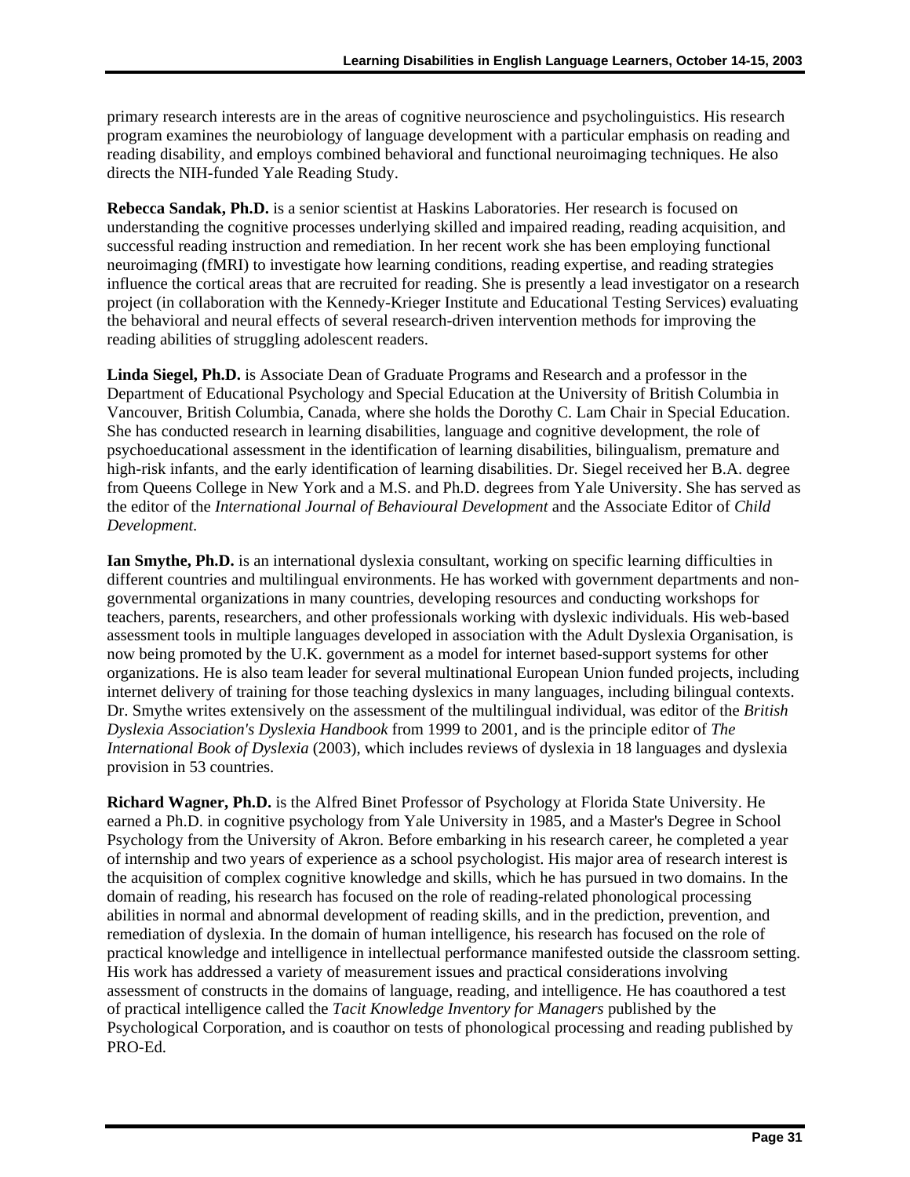primary research interests are in the areas of cognitive neuroscience and psycholinguistics. His research program examines the neurobiology of language development with a particular emphasis on reading and reading disability, and employs combined behavioral and functional neuroimaging techniques. He also directs the NIH-funded Yale Reading Study.

**Rebecca Sandak, Ph.D.** is a senior scientist at Haskins Laboratories. Her research is focused on understanding the cognitive processes underlying skilled and impaired reading, reading acquisition, and successful reading instruction and remediation. In her recent work she has been employing functional neuroimaging (fMRI) to investigate how learning conditions, reading expertise, and reading strategies influence the cortical areas that are recruited for reading. She is presently a lead investigator on a research project (in collaboration with the Kennedy-Krieger Institute and Educational Testing Services) evaluating the behavioral and neural effects of several research-driven intervention methods for improving the reading abilities of struggling adolescent readers.

**Linda Siegel, Ph.D.** is Associate Dean of Graduate Programs and Research and a professor in the Department of Educational Psychology and Special Education at the University of British Columbia in Vancouver, British Columbia, Canada, where she holds the Dorothy C. Lam Chair in Special Education. She has conducted research in learning disabilities, language and cognitive development, the role of psychoeducational assessment in the identification of learning disabilities, bilingualism, premature and high-risk infants, and the early identification of learning disabilities. Dr. Siegel received her B.A. degree from Queens College in New York and a M.S. and Ph.D. degrees from Yale University. She has served as the editor of the *International Journal of Behavioural Development* and the Associate Editor of *Child Development*.

**Ian Smythe, Ph.D.** is an international dyslexia consultant, working on specific learning difficulties in different countries and multilingual environments. He has worked with government departments and non-governmental organizations in many countries, developing resources and conducting workshops for teachers, parents, researchers, and other professionals working with dyslexic individuals. His web-based assessment tools in multiple languages developed in association with the Adult Dyslexia Organisation, is now being promoted by the U.K. government as a model for internet based-support systems for other organizations. He is also team leader for several multinational European Union funded projects, including internet delivery of training for those teaching dyslexics in many languages, including bilingual contexts. Dr. Smythe writes extensively on the assessment of the multilingual individual, was editor of the *British Dyslexia Association's Dyslexia Handbook* from 1999 to 2001, and is the principle editor of *The International Book of Dyslexia* (2003), which includes reviews of dyslexia in 18 languages and dyslexia provision in 53 countries.

**Richard Wagner, Ph.D.** is the Alfred Binet Professor of Psychology at Florida State University. He earned a Ph.D. in cognitive psychology from Yale University in 1985, and a Master's Degree in School Psychology from the University of Akron. Before embarking in his research career, he completed a year of internship and two years of experience as a school psychologist. His major area of research interest is the acquisition of complex cognitive knowledge and skills, which he has pursued in two domains. In the domain of reading, his research has focused on the role of reading-related phonological processing abilities in normal and abnormal development of reading skills, and in the prediction, prevention, and remediation of dyslexia. In the domain of human intelligence, his research has focused on the role of practical knowledge and intelligence in intellectual performance manifested outside the classroom setting. His work has addressed a variety of measurement issues and practical considerations involving assessment of constructs in the domains of language, reading, and intelligence. He has coauthored a test of practical intelligence called the *Tacit Knowledge Inventory for Managers* published by the Psychological Corporation, and is coauthor on tests of phonological processing and reading published by PRO-Ed.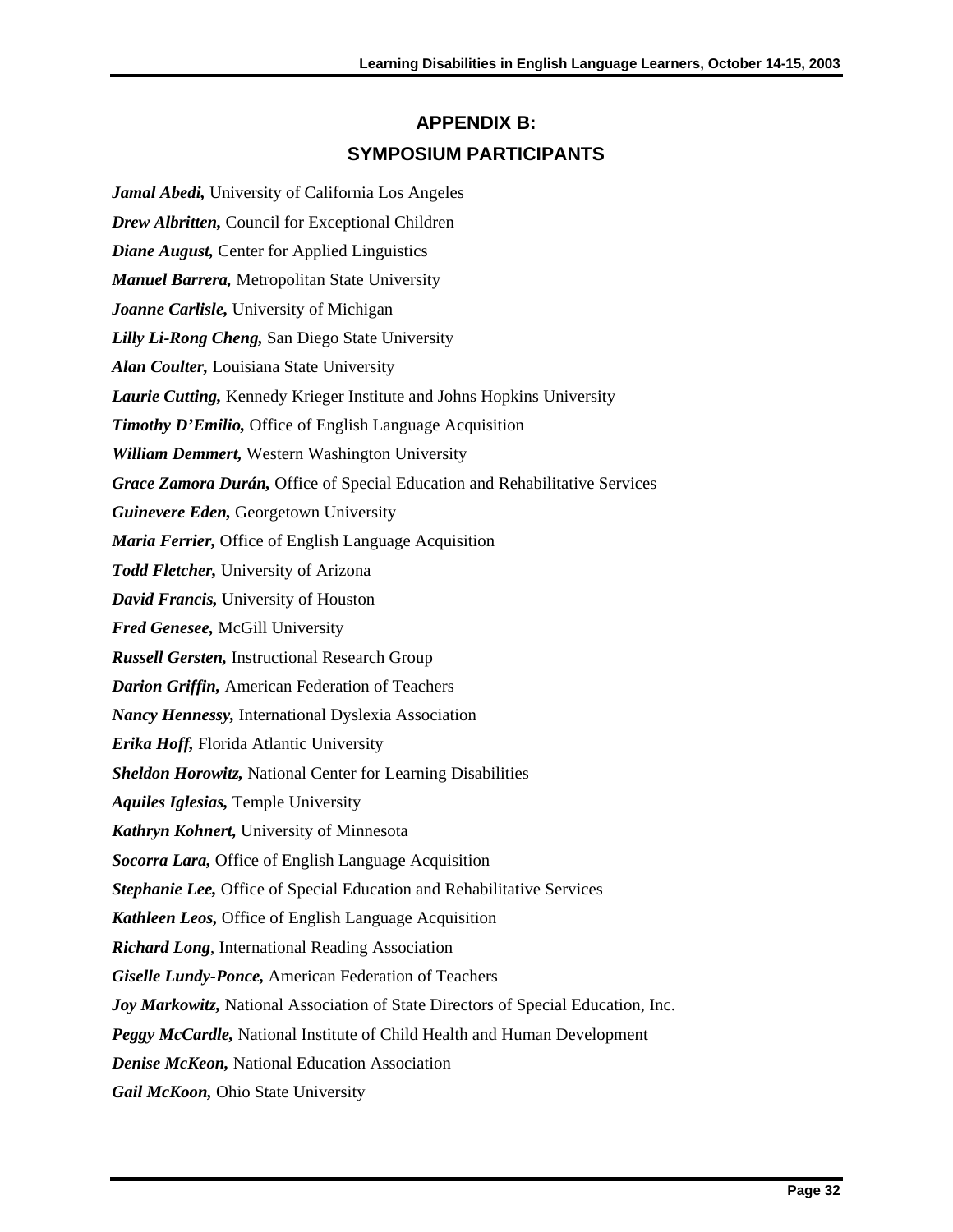## APPENDIX B:
## SYMPOSIUM PARTICIPANTS

***Jamal Abedi,*** University of California Los Angeles

***Drew Albritten,*** Council for Exceptional Children

***Diane August,*** Center for Applied Linguistics

***Manuel Barrera,*** Metropolitan State University

***Joanne Carlisle,*** University of Michigan

***Lilly Li-Rong Cheng,*** San Diego State University

***Alan Coulter,*** Louisiana State University

***Laurie Cutting,*** Kennedy Krieger Institute and Johns Hopkins University

***Timothy D'Emilio,*** Office of English Language Acquisition

***William Demmert,*** Western Washington University

***Grace Zamora Durán,*** Office of Special Education and Rehabilitative Services

***Guinevere Eden,*** Georgetown University

***Maria Ferrier,*** Office of English Language Acquisition

***Todd Fletcher,*** University of Arizona

***David Francis,*** University of Houston

***Fred Genesee,*** McGill University

***Russell Gersten,*** Instructional Research Group

***Darion Griffin,*** American Federation of Teachers

***Nancy Hennessy,*** International Dyslexia Association

***Erika Hoff,*** Florida Atlantic University

***Sheldon Horowitz,*** National Center for Learning Disabilities

***Aquiles Iglesias,*** Temple University

***Kathryn Kohnert,*** University of Minnesota

***Socorra Lara,*** Office of English Language Acquisition

***Stephanie Lee,*** Office of Special Education and Rehabilitative Services

***Kathleen Leos,*** Office of English Language Acquisition

***Richard Long***, International Reading Association

***Giselle Lundy-Ponce,*** American Federation of Teachers

***Joy Markowitz,*** National Association of State Directors of Special Education, Inc.

***Peggy McCardle,*** National Institute of Child Health and Human Development

***Denise McKeon,*** National Education Association

***Gail McKoon,*** Ohio State University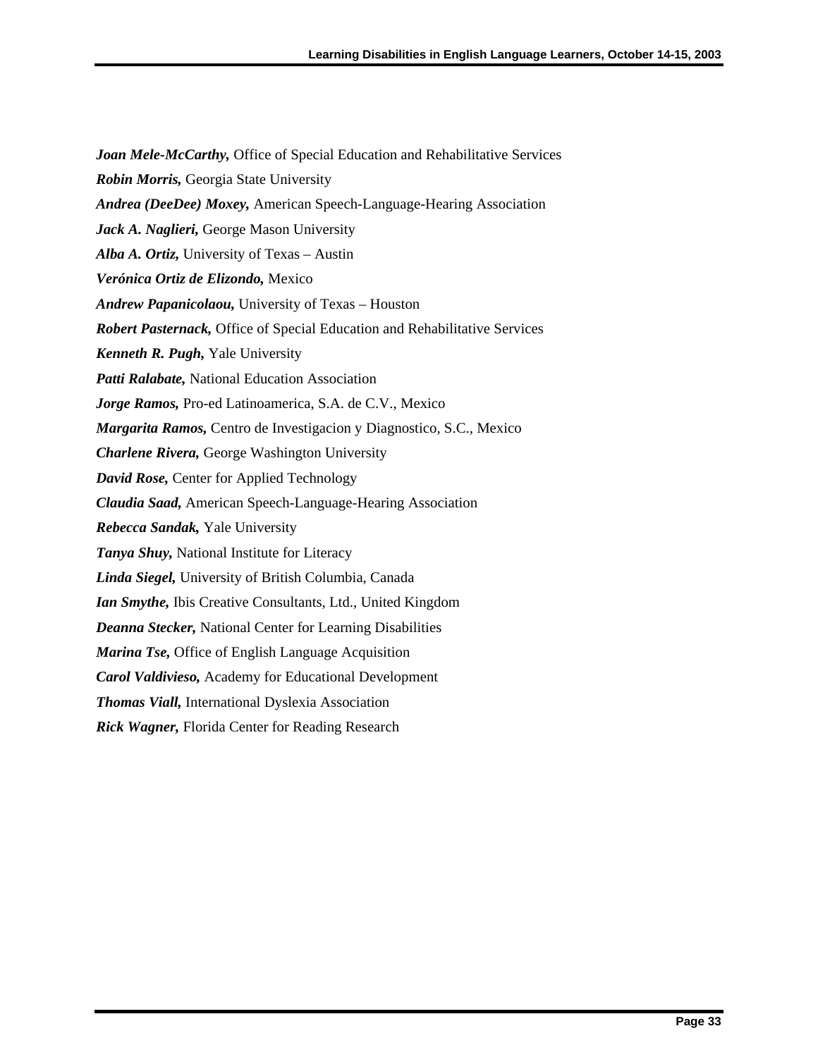***Joan Mele-McCarthy,*** Office of Special Education and Rehabilitative Services

***Robin Morris,*** Georgia State University

***Andrea (DeeDee) Moxey,*** American Speech-Language-Hearing Association

***Jack A. Naglieri,*** George Mason University

***Alba A. Ortiz,*** University of Texas – Austin

***Verónica Ortiz de Elizondo,*** Mexico

***Andrew Papanicolaou,*** University of Texas – Houston

***Robert Pasternack,*** Office of Special Education and Rehabilitative Services

***Kenneth R. Pugh,*** Yale University

***Patti Ralabate,*** National Education Association

***Jorge Ramos,*** Pro-ed Latinoamerica, S.A. de C.V., Mexico

***Margarita Ramos,*** Centro de Investigacion y Diagnostico, S.C., Mexico

***Charlene Rivera,*** George Washington University

***David Rose,*** Center for Applied Technology

***Claudia Saad,*** American Speech-Language-Hearing Association

***Rebecca Sandak,*** Yale University

***Tanya Shuy,*** National Institute for Literacy

***Linda Siegel,*** University of British Columbia, Canada

***Ian Smythe,*** Ibis Creative Consultants, Ltd., United Kingdom

***Deanna Stecker,*** National Center for Learning Disabilities

***Marina Tse,*** Office of English Language Acquisition

***Carol Valdivieso,*** Academy for Educational Development

***Thomas Viall,*** International Dyslexia Association

***Rick Wagner,*** Florida Center for Reading Research